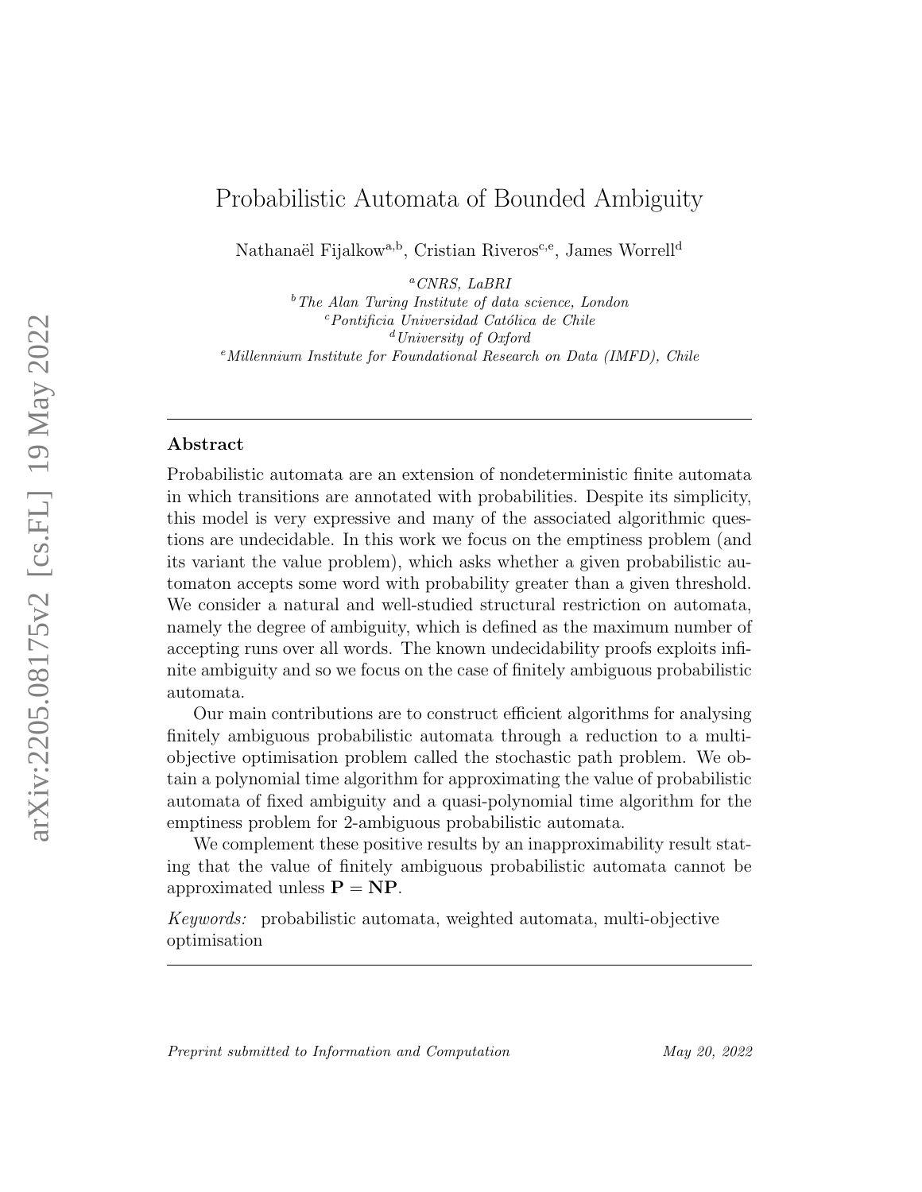# Probabilistic Automata of Bounded Ambiguity

Nathanaël Fijalkow[a,b], Cristian Riveros[c,e], James Worrell[d]

[a] *CNRS, LaBRI*
[b] *The Alan Turing Institute of data science, London*
[c] *Pontificia Universidad Católica de Chile*
[d] *University of Oxford*
[e] *Millennium Institute for Foundational Research on Data (IMFD), Chile*

---

## Abstract

Probabilistic automata are an extension of nondeterministic finite automata in which transitions are annotated with probabilities. Despite its simplicity, this model is very expressive and many of the associated algorithmic questions are undecidable. In this work we focus on the emptiness problem (and its variant the value problem), which asks whether a given probabilistic automaton accepts some word with probability greater than a given threshold. We consider a natural and well-studied structural restriction on automata, namely the degree of ambiguity, which is defined as the maximum number of accepting runs over all words. The known undecidability proofs exploits infinite ambiguity and so we focus on the case of finitely ambiguous probabilistic automata.

Our main contributions are to construct efficient algorithms for analysing finitely ambiguous probabilistic automata through a reduction to a multi-objective optimisation problem called the stochastic path problem. We obtain a polynomial time algorithm for approximating the value of probabilistic automata of fixed ambiguity and a quasi-polynomial time algorithm for the emptiness problem for 2-ambiguous probabilistic automata.

We complement these positive results by an inapproximability result stating that the value of finitely ambiguous probabilistic automata cannot be approximated unless $\mathbf{P} = \mathbf{NP}$.

*Keywords:* probabilistic automata, weighted automata, multi-objective optimisation

---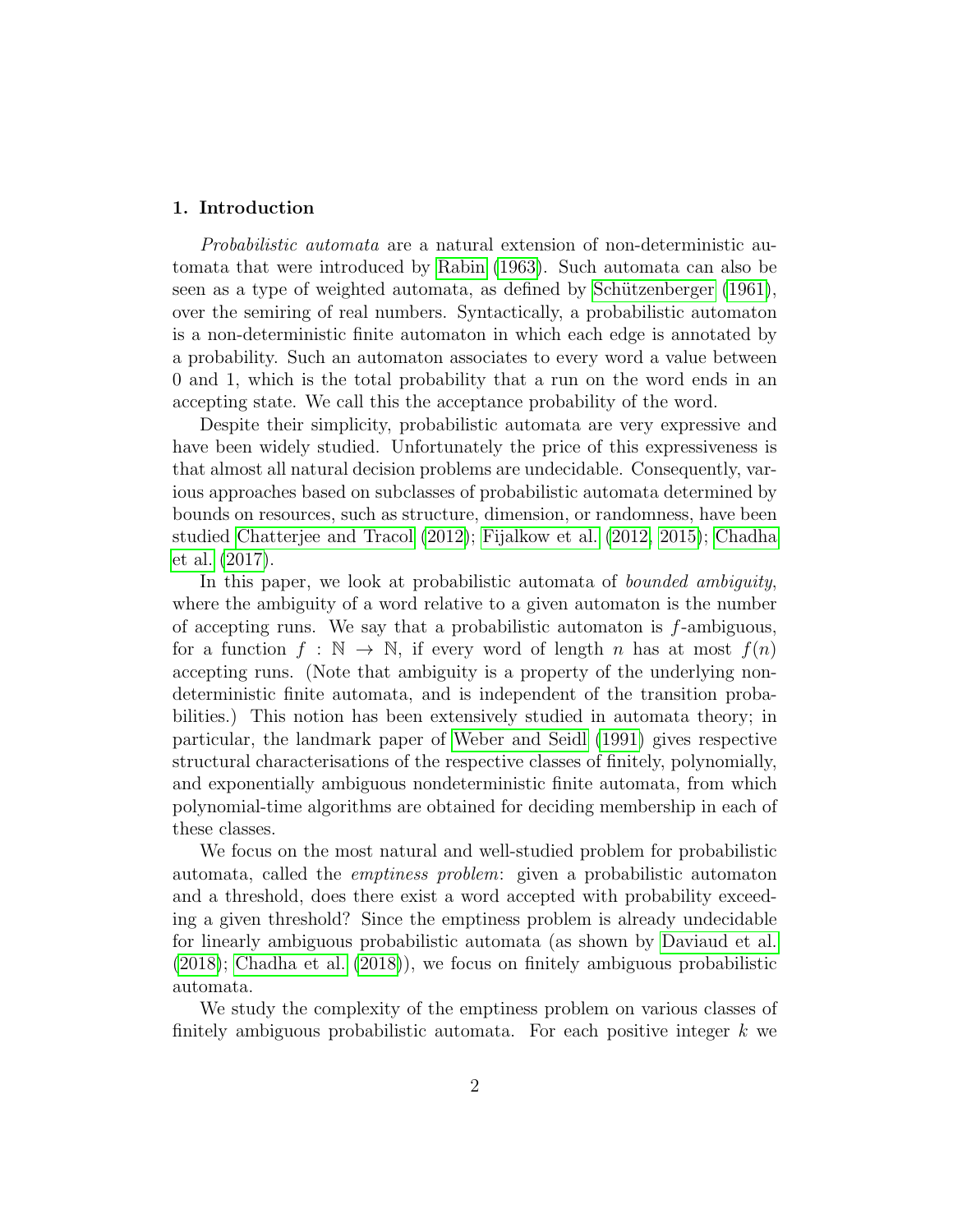## 1. Introduction

*Probabilistic automata* are a natural extension of non-deterministic automata that were introduced by Rabin (1963). Such automata can also be seen as a type of weighted automata, as defined by Schützenberger (1961), over the semiring of real numbers. Syntactically, a probabilistic automaton is a non-deterministic finite automaton in which each edge is annotated by a probability. Such an automaton associates to every word a value between 0 and 1, which is the total probability that a run on the word ends in an accepting state. We call this the acceptance probability of the word.

Despite their simplicity, probabilistic automata are very expressive and have been widely studied. Unfortunately the price of this expressiveness is that almost all natural decision problems are undecidable. Consequently, various approaches based on subclasses of probabilistic automata determined by bounds on resources, such as structure, dimension, or randomness, have been studied Chatterjee and Tracol (2012); Fijalkow et al. (2012, 2015); Chadha et al. (2017).

In this paper, we look at probabilistic automata of *bounded ambiguity*, where the ambiguity of a word relative to a given automaton is the number of accepting runs. We say that a probabilistic automaton is $f$-ambiguous, for a function $f : \mathbb{N} \to \mathbb{N}$, if every word of length $n$ has at most $f(n)$ accepting runs. (Note that ambiguity is a property of the underlying non-deterministic finite automata, and is independent of the transition probabilities.) This notion has been extensively studied in automata theory; in particular, the landmark paper of Weber and Seidl (1991) gives respective structural characterisations of the respective classes of finitely, polynomially, and exponentially ambiguous nondeterministic finite automata, from which polynomial-time algorithms are obtained for deciding membership in each of these classes.

We focus on the most natural and well-studied problem for probabilistic automata, called the *emptiness problem*: given a probabilistic automaton and a threshold, does there exist a word accepted with probability exceeding a given threshold? Since the emptiness problem is already undecidable for linearly ambiguous probabilistic automata (as shown by Daviaud et al. (2018); Chadha et al. (2018)), we focus on finitely ambiguous probabilistic automata.

We study the complexity of the emptiness problem on various classes of finitely ambiguous probabilistic automata. For each positive integer $k$ we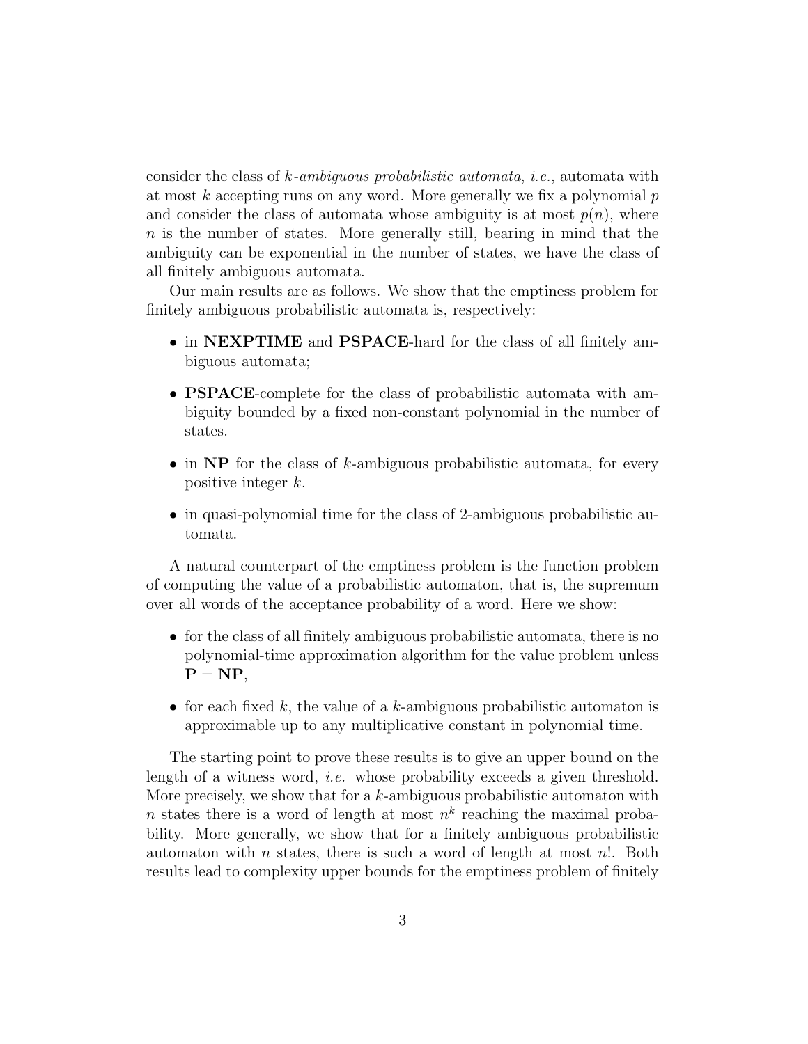consider the class of *k-ambiguous probabilistic automata*, *i.e.*, automata with at most $k$ accepting runs on any word. More generally we fix a polynomial $p$ and consider the class of automata whose ambiguity is at most $p(n)$, where $n$ is the number of states. More generally still, bearing in mind that the ambiguity can be exponential in the number of states, we have the class of all finitely ambiguous automata.

Our main results are as follows. We show that the emptiness problem for finitely ambiguous probabilistic automata is, respectively:

- in **NEXPTIME** and **PSPACE**-hard for the class of all finitely ambiguous automata;
- **PSPACE**-complete for the class of probabilistic automata with ambiguity bounded by a fixed non-constant polynomial in the number of states.
- in **NP** for the class of $k$-ambiguous probabilistic automata, for every positive integer $k$.
- in quasi-polynomial time for the class of 2-ambiguous probabilistic automata.

A natural counterpart of the emptiness problem is the function problem of computing the value of a probabilistic automaton, that is, the supremum over all words of the acceptance probability of a word. Here we show:

- for the class of all finitely ambiguous probabilistic automata, there is no polynomial-time approximation algorithm for the value problem unless $\mathbf{P} = \mathbf{NP}$,
- for each fixed $k$, the value of a $k$-ambiguous probabilistic automaton is approximable up to any multiplicative constant in polynomial time.

The starting point to prove these results is to give an upper bound on the length of a witness word, *i.e.* whose probability exceeds a given threshold. More precisely, we show that for a $k$-ambiguous probabilistic automaton with $n$ states there is a word of length at most $n^k$ reaching the maximal probability. More generally, we show that for a finitely ambiguous probabilistic automaton with $n$ states, there is such a word of length at most $n!$. Both results lead to complexity upper bounds for the emptiness problem of finitely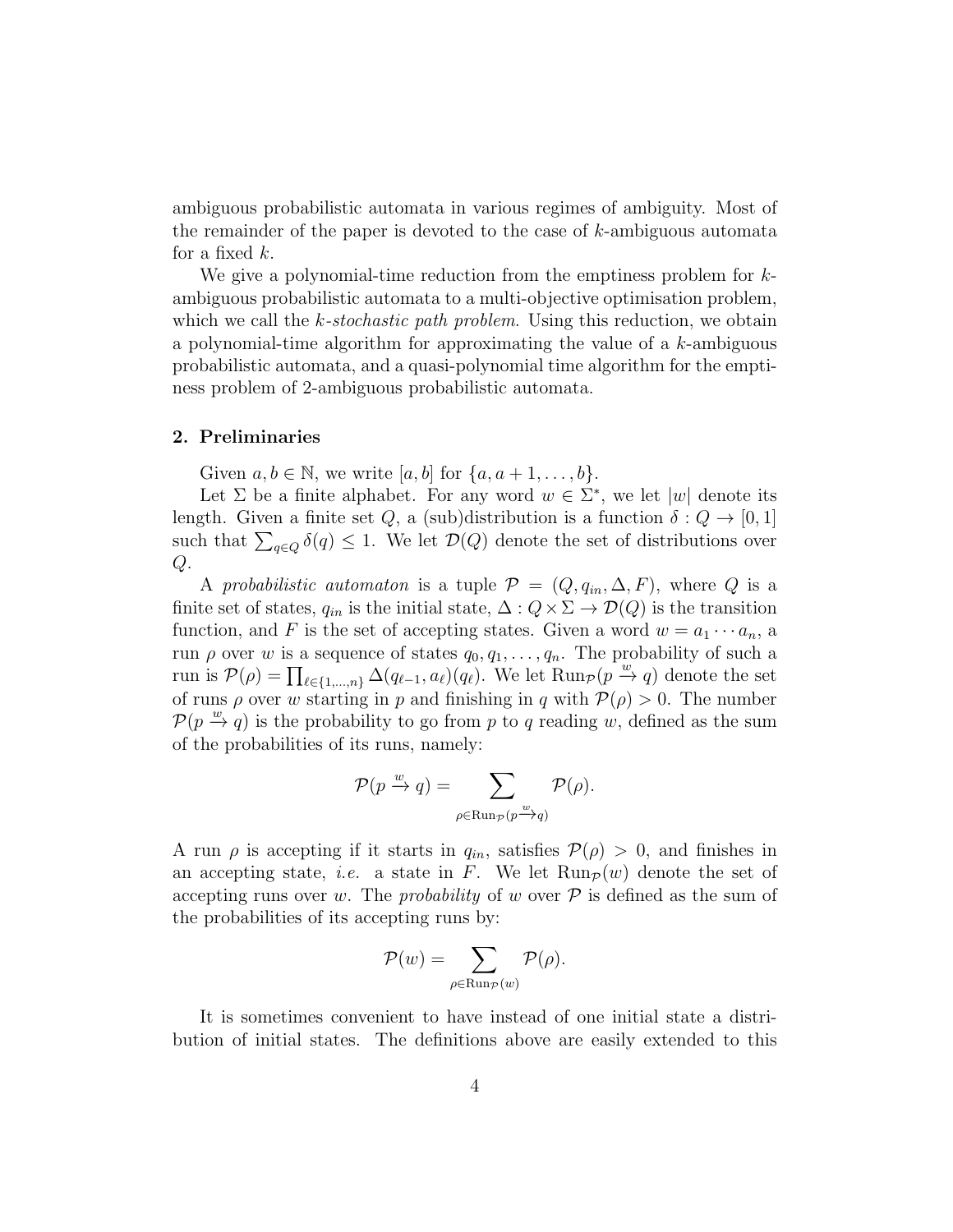ambiguous probabilistic automata in various regimes of ambiguity. Most of the remainder of the paper is devoted to the case of $k$-ambiguous automata for a fixed $k$.

We give a polynomial-time reduction from the emptiness problem for $k$-ambiguous probabilistic automata to a multi-objective optimisation problem, which we call the *$k$-stochastic path problem.* Using this reduction, we obtain a polynomial-time algorithm for approximating the value of a $k$-ambiguous probabilistic automata, and a quasi-polynomial time algorithm for the emptiness problem of 2-ambiguous probabilistic automata.

## 2. Preliminaries

Given $a, b \in \mathbb{N}$, we write $[a, b]$ for $\{a, a+1, \ldots, b\}$.

Let $\Sigma$ be a finite alphabet. For any word $w \in \Sigma^*$, we let $|w|$ denote its length. Given a finite set $Q$, a (sub)distribution is a function $\delta : Q \to [0, 1]$ such that $\sum_{q \in Q} \delta(q) \leq 1$. We let $\mathcal{D}(Q)$ denote the set of distributions over $Q$.

A *probabilistic automaton* is a tuple $\mathcal{P} = (Q, q_{in}, \Delta, F)$, where $Q$ is a finite set of states, $q_{in}$ is the initial state, $\Delta : Q \times \Sigma \to \mathcal{D}(Q)$ is the transition function, and $F$ is the set of accepting states. Given a word $w = a_1 \cdots a_n$, a run $\rho$ over $w$ is a sequence of states $q_0, q_1, \ldots, q_n$. The probability of such a run is $\mathcal{P}(\rho) = \prod_{\ell \in \{1,\ldots,n\}} \Delta(q_{\ell-1}, a_\ell)(q_\ell)$. We let $\mathrm{Run}_{\mathcal{P}}(p \xrightarrow{w} q)$ denote the set of runs $\rho$ over $w$ starting in $p$ and finishing in $q$ with $\mathcal{P}(\rho) > 0$. The number $\mathcal{P}(p \xrightarrow{w} q)$ is the probability to go from $p$ to $q$ reading $w$, defined as the sum of the probabilities of its runs, namely:

$$\mathcal{P}(p \xrightarrow{w} q) = \sum_{\rho \in \mathrm{Run}_{\mathcal{P}}(p \xrightarrow{w} q)} \mathcal{P}(\rho).$$

A run $\rho$ is accepting if it starts in $q_{in}$, satisfies $\mathcal{P}(\rho) > 0$, and finishes in an accepting state, *i.e.* a state in $F$. We let $\mathrm{Run}_{\mathcal{P}}(w)$ denote the set of accepting runs over $w$. The *probability* of $w$ over $\mathcal{P}$ is defined as the sum of the probabilities of its accepting runs by:

$$\mathcal{P}(w) = \sum_{\rho \in \mathrm{Run}_{\mathcal{P}}(w)} \mathcal{P}(\rho).$$

It is sometimes convenient to have instead of one initial state a distribution of initial states. The definitions above are easily extended to this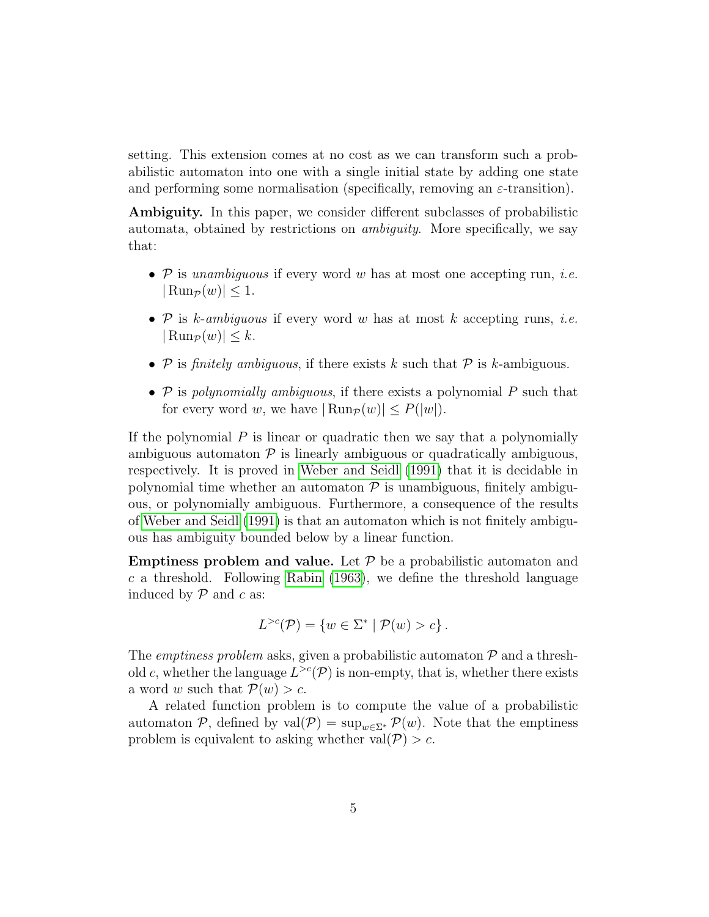setting. This extension comes at no cost as we can transform such a probabilistic automaton into one with a single initial state by adding one state and performing some normalisation (specifically, removing an $\varepsilon$-transition).

**Ambiguity.** In this paper, we consider different subclasses of probabilistic automata, obtained by restrictions on *ambiguity.* More specifically, we say that:

- $\mathcal{P}$ is *unambiguous* if every word $w$ has at most one accepting run, *i.e.* $|\operatorname{Run}_{\mathcal{P}}(w)| \leq 1$.
- $\mathcal{P}$ is *k-ambiguous* if every word $w$ has at most $k$ accepting runs, *i.e.* $|\operatorname{Run}_{\mathcal{P}}(w)| \leq k$.
- $\mathcal{P}$ is *finitely ambiguous*, if there exists $k$ such that $\mathcal{P}$ is $k$-ambiguous.
- $\mathcal{P}$ is *polynomially ambiguous*, if there exists a polynomial $P$ such that for every word $w$, we have $|\operatorname{Run}_{\mathcal{P}}(w)| \leq P(|w|)$.

If the polynomial $P$ is linear or quadratic then we say that a polynomially ambiguous automaton $\mathcal{P}$ is linearly ambiguous or quadratically ambiguous, respectively. It is proved in Weber and Seidl (1991) that it is decidable in polynomial time whether an automaton $\mathcal{P}$ is unambiguous, finitely ambiguous, or polynomially ambiguous. Furthermore, a consequence of the results of Weber and Seidl (1991) is that an automaton which is not finitely ambiguous has ambiguity bounded below by a linear function.

**Emptiness problem and value.** Let $\mathcal{P}$ be a probabilistic automaton and $c$ a threshold. Following Rabin (1963), we define the threshold language induced by $\mathcal{P}$ and $c$ as:

$$L^{>c}(\mathcal{P}) = \{w \in \Sigma^* \mid \mathcal{P}(w) > c\}.$$

The *emptiness problem* asks, given a probabilistic automaton $\mathcal{P}$ and a threshold $c$, whether the language $L^{>c}(\mathcal{P})$ is non-empty, that is, whether there exists a word $w$ such that $\mathcal{P}(w) > c$.

A related function problem is to compute the value of a probabilistic automaton $\mathcal{P}$, defined by $\operatorname{val}(\mathcal{P}) = \sup_{w \in \Sigma^*} \mathcal{P}(w)$. Note that the emptiness problem is equivalent to asking whether $\operatorname{val}(\mathcal{P}) > c$.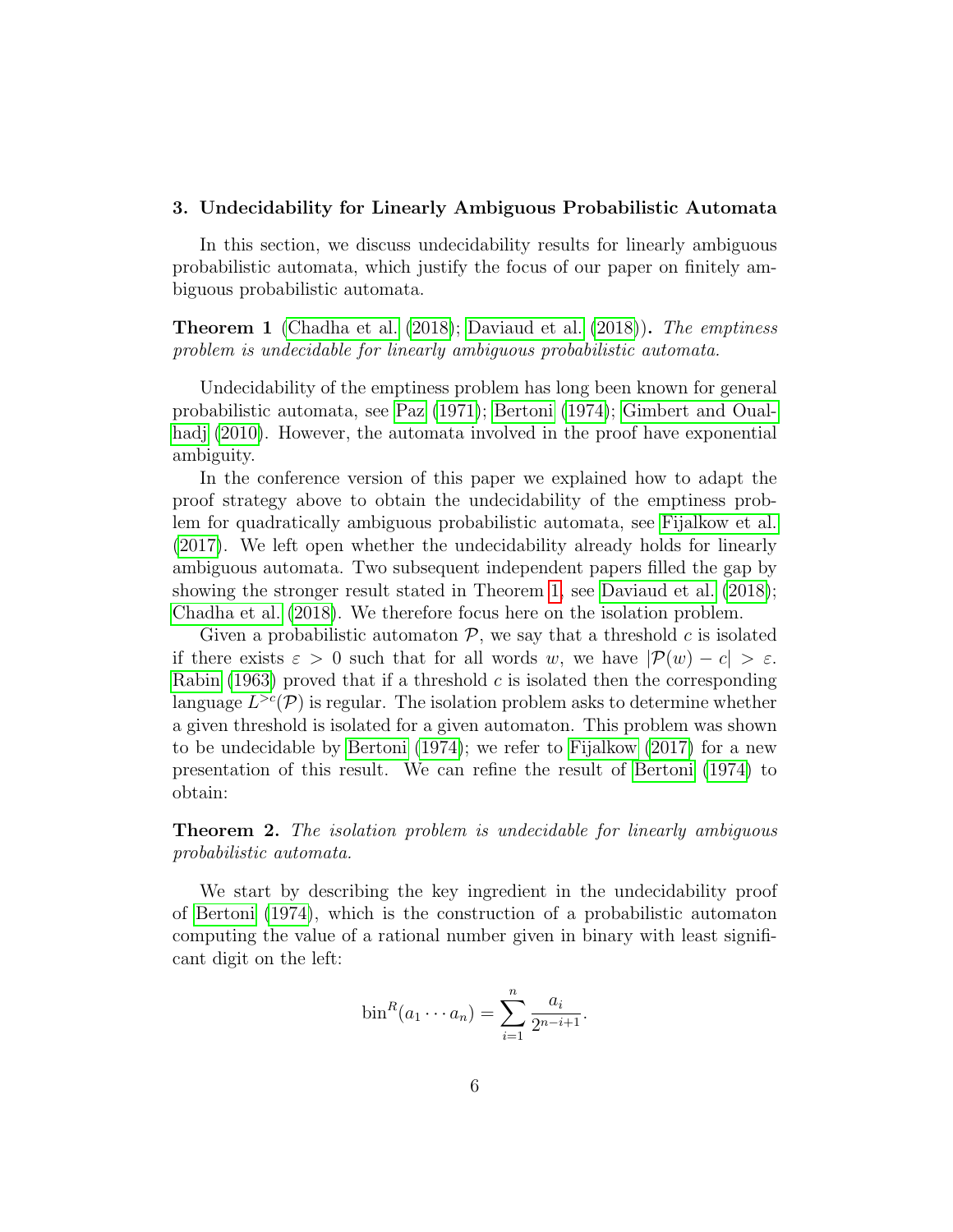## 3. Undecidability for Linearly Ambiguous Probabilistic Automata

In this section, we discuss undecidability results for linearly ambiguous probabilistic automata, which justify the focus of our paper on finitely ambiguous probabilistic automata.

**Theorem 1** (Chadha et al. (2018); Daviaud et al. (2018))**.** *The emptiness problem is undecidable for linearly ambiguous probabilistic automata.*

Undecidability of the emptiness problem has long been known for general probabilistic automata, see Paz (1971); Bertoni (1974); Gimbert and Oualhadj (2010). However, the automata involved in the proof have exponential ambiguity.

In the conference version of this paper we explained how to adapt the proof strategy above to obtain the undecidability of the emptiness problem for quadratically ambiguous probabilistic automata, see Fijalkow et al. (2017). We left open whether the undecidability already holds for linearly ambiguous automata. Two subsequent independent papers filled the gap by showing the stronger result stated in Theorem 1, see Daviaud et al. (2018); Chadha et al. (2018). We therefore focus here on the isolation problem.

Given a probabilistic automaton $\mathcal{P}$, we say that a threshold $c$ is isolated if there exists $\varepsilon > 0$ such that for all words $w$, we have $|\mathcal{P}(w) - c| > \varepsilon$. Rabin (1963) proved that if a threshold $c$ is isolated then the corresponding language $L^{>c}(\mathcal{P})$ is regular. The isolation problem asks to determine whether a given threshold is isolated for a given automaton. This problem was shown to be undecidable by Bertoni (1974); we refer to Fijalkow (2017) for a new presentation of this result. We can refine the result of Bertoni (1974) to obtain:

**Theorem 2.** *The isolation problem is undecidable for linearly ambiguous probabilistic automata.*

We start by describing the key ingredient in the undecidability proof of Bertoni (1974), which is the construction of a probabilistic automaton computing the value of a rational number given in binary with least significant digit on the left:

$$\text{bin}^R(a_1 \cdots a_n) = \sum_{i=1}^{n} \frac{a_i}{2^{n-i+1}}.$$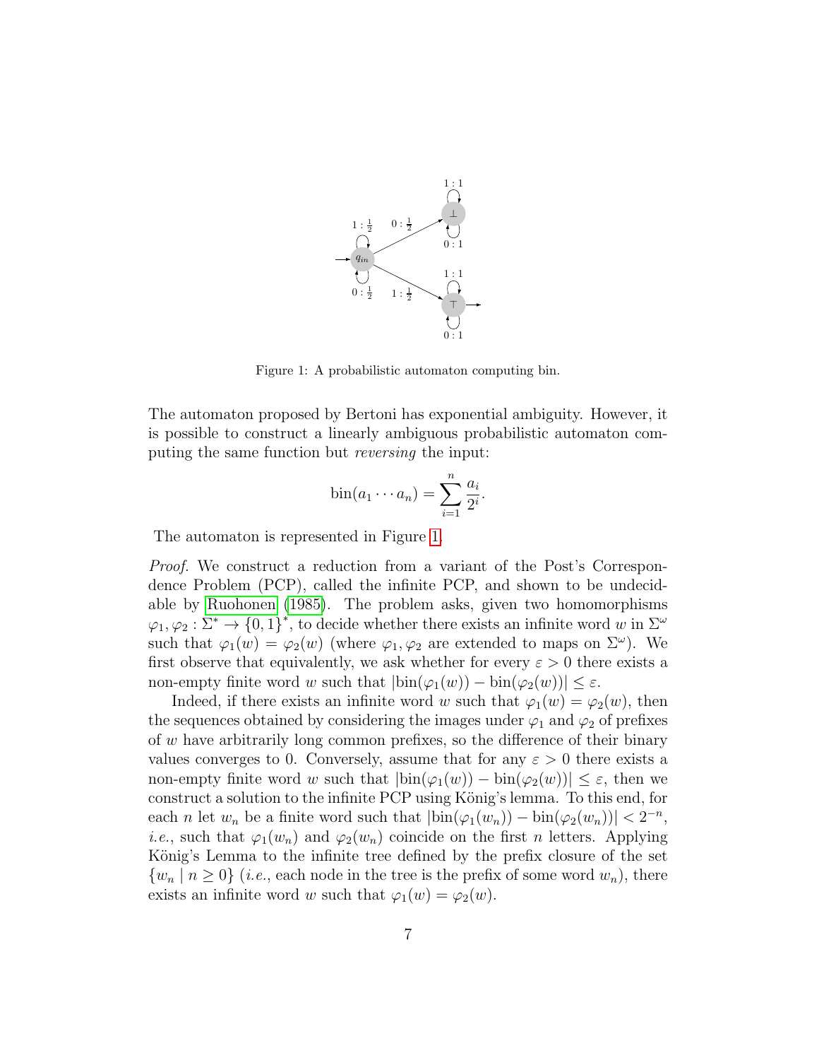Figure 1: A probabilistic automaton computing bin.

The automaton proposed by Bertoni has exponential ambiguity. However, it is possible to construct a linearly ambiguous probabilistic automaton computing the same function but *reversing* the input:

$$\text{bin}(a_1 \cdots a_n) = \sum_{i=1}^{n} \frac{a_i}{2^i}.$$

The automaton is represented in Figure 1.

*Proof.* We construct a reduction from a variant of the Post's Correspondence Problem (PCP), called the infinite PCP, and shown to be undecidable by Ruohonen (1985). The problem asks, given two homomorphisms $\varphi_1, \varphi_2 : \Sigma^* \to \{0,1\}^*$, to decide whether there exists an infinite word $w$ in $\Sigma^\omega$ such that $\varphi_1(w) = \varphi_2(w)$ (where $\varphi_1, \varphi_2$ are extended to maps on $\Sigma^\omega$). We first observe that equivalently, we ask whether for every $\varepsilon > 0$ there exists a non-empty finite word $w$ such that $|\text{bin}(\varphi_1(w)) - \text{bin}(\varphi_2(w))| \leq \varepsilon$.

Indeed, if there exists an infinite word $w$ such that $\varphi_1(w) = \varphi_2(w)$, then the sequences obtained by considering the images under $\varphi_1$ and $\varphi_2$ of prefixes of $w$ have arbitrarily long common prefixes, so the difference of their binary values converges to 0. Conversely, assume that for any $\varepsilon > 0$ there exists a non-empty finite word $w$ such that $|\text{bin}(\varphi_1(w)) - \text{bin}(\varphi_2(w))| \leq \varepsilon$, then we construct a solution to the infinite PCP using König's lemma. To this end, for each $n$ let $w_n$ be a finite word such that $|\text{bin}(\varphi_1(w_n)) - \text{bin}(\varphi_2(w_n))| < 2^{-n}$, *i.e.*, such that $\varphi_1(w_n)$ and $\varphi_2(w_n)$ coincide on the first $n$ letters. Applying König's Lemma to the infinite tree defined by the prefix closure of the set $\{w_n \mid n \geq 0\}$ (*i.e.*, each node in the tree is the prefix of some word $w_n$), there exists an infinite word $w$ such that $\varphi_1(w) = \varphi_2(w)$.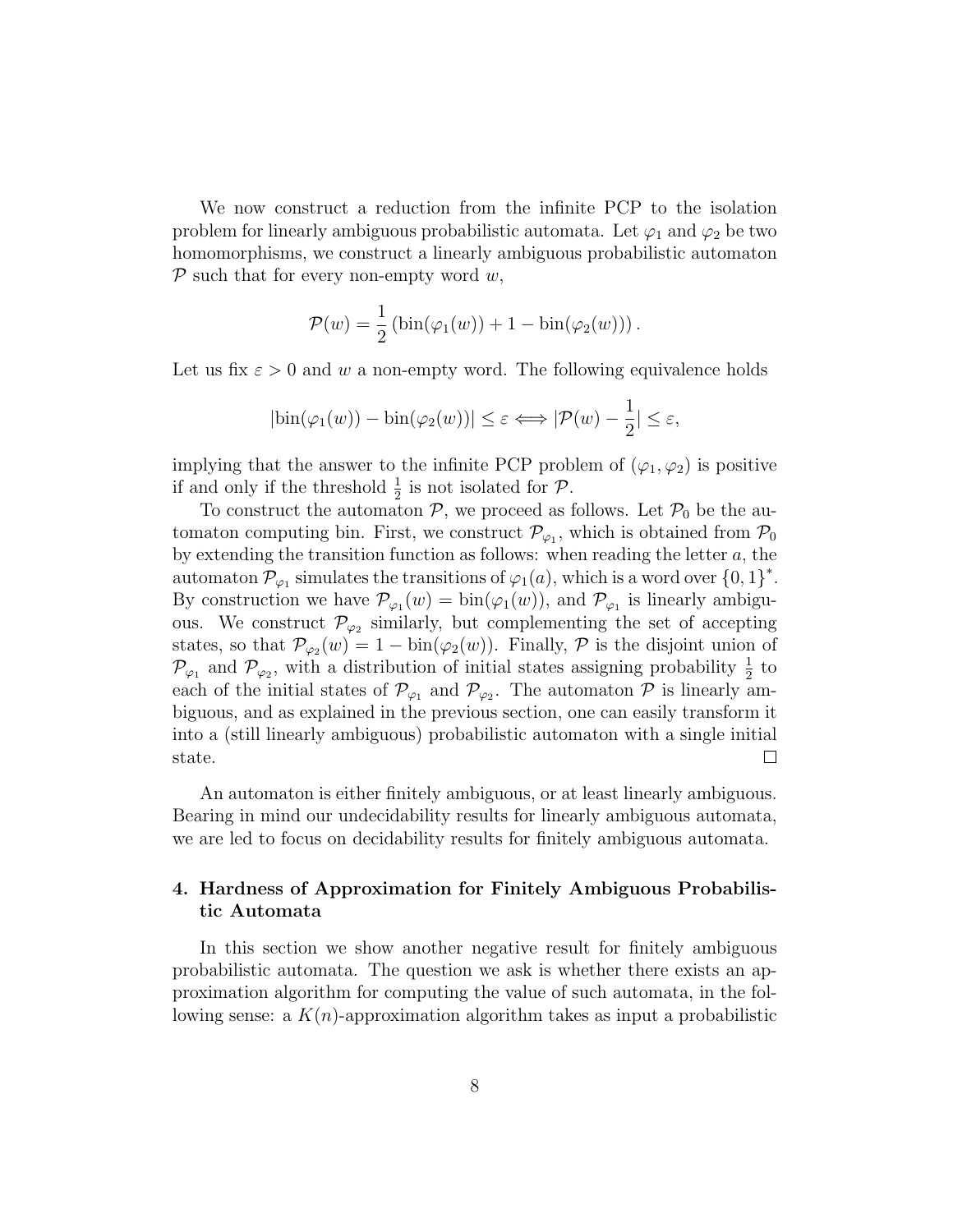We now construct a reduction from the infinite PCP to the isolation problem for linearly ambiguous probabilistic automata. Let $\varphi_1$ and $\varphi_2$ be two homomorphisms, we construct a linearly ambiguous probabilistic automaton $\mathcal{P}$ such that for every non-empty word $w$,

$$\mathcal{P}(w) = \frac{1}{2}\left(\text{bin}(\varphi_1(w)) + 1 - \text{bin}(\varphi_2(w))\right).$$

Let us fix $\varepsilon > 0$ and $w$ a non-empty word. The following equivalence holds

$$|\text{bin}(\varphi_1(w)) - \text{bin}(\varphi_2(w))| \leq \varepsilon \Longleftrightarrow |\mathcal{P}(w) - \frac{1}{2}| \leq \varepsilon,$$

implying that the answer to the infinite PCP problem of $(\varphi_1, \varphi_2)$ is positive if and only if the threshold $\frac{1}{2}$ is not isolated for $\mathcal{P}$.

To construct the automaton $\mathcal{P}$, we proceed as follows. Let $\mathcal{P}_0$ be the automaton computing bin. First, we construct $\mathcal{P}_{\varphi_1}$, which is obtained from $\mathcal{P}_0$ by extending the transition function as follows: when reading the letter $a$, the automaton $\mathcal{P}_{\varphi_1}$ simulates the transitions of $\varphi_1(a)$, which is a word over $\{0,1\}^*$. By construction we have $\mathcal{P}_{\varphi_1}(w) = \text{bin}(\varphi_1(w))$, and $\mathcal{P}_{\varphi_1}$ is linearly ambiguous. We construct $\mathcal{P}_{\varphi_2}$ similarly, but complementing the set of accepting states, so that $\mathcal{P}_{\varphi_2}(w) = 1 - \text{bin}(\varphi_2(w))$. Finally, $\mathcal{P}$ is the disjoint union of $\mathcal{P}_{\varphi_1}$ and $\mathcal{P}_{\varphi_2}$, with a distribution of initial states assigning probability $\frac{1}{2}$ to each of the initial states of $\mathcal{P}_{\varphi_1}$ and $\mathcal{P}_{\varphi_2}$. The automaton $\mathcal{P}$ is linearly ambiguous, and as explained in the previous section, one can easily transform it into a (still linearly ambiguous) probabilistic automaton with a single initial state. □

An automaton is either finitely ambiguous, or at least linearly ambiguous. Bearing in mind our undecidability results for linearly ambiguous automata, we are led to focus on decidability results for finitely ambiguous automata.

## 4. Hardness of Approximation for Finitely Ambiguous Probabilistic Automata

In this section we show another negative result for finitely ambiguous probabilistic automata. The question we ask is whether there exists an approximation algorithm for computing the value of such automata, in the following sense: a $K(n)$-approximation algorithm takes as input a probabilistic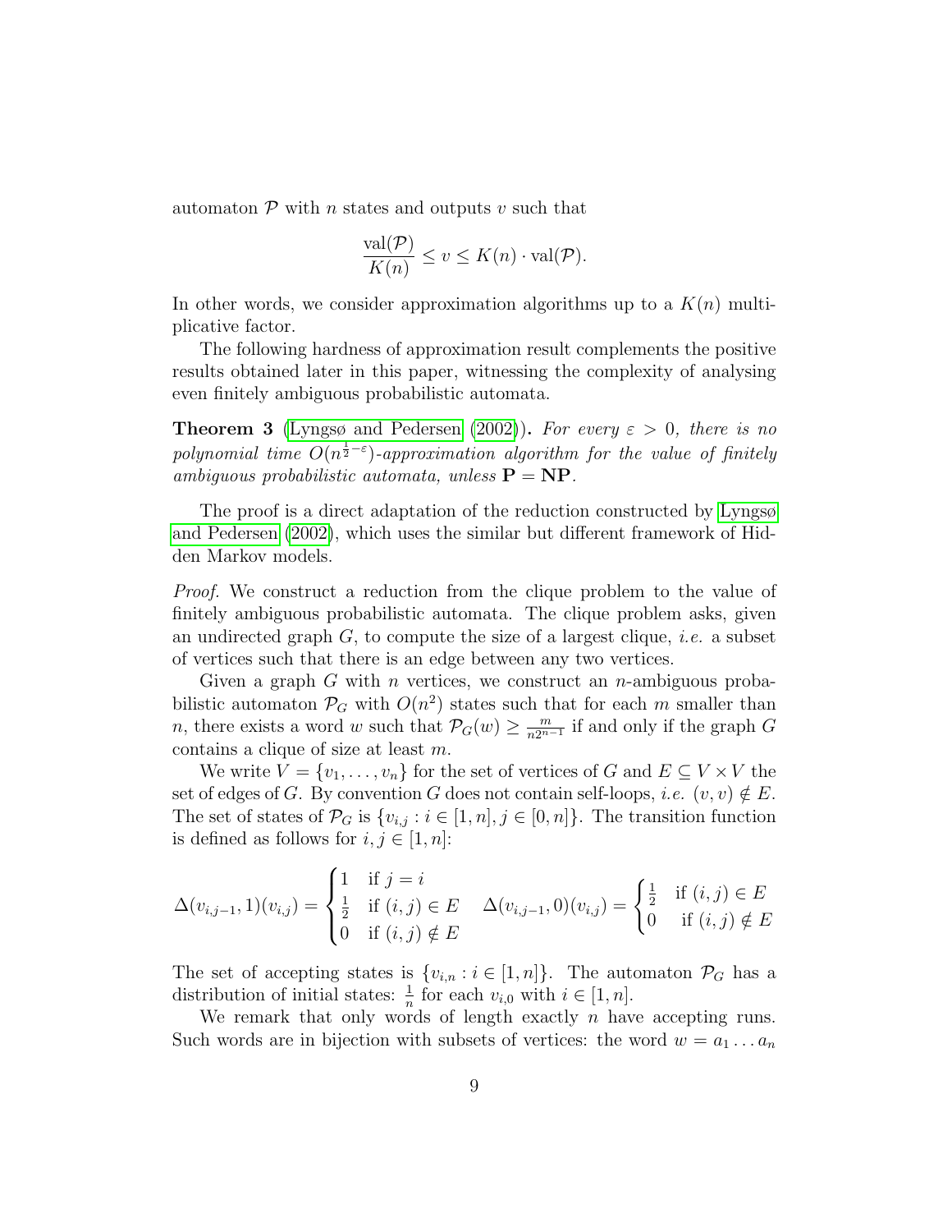automaton $\mathcal{P}$ with $n$ states and outputs $v$ such that

$$\frac{\mathrm{val}(\mathcal{P})}{K(n)} \leq v \leq K(n) \cdot \mathrm{val}(\mathcal{P}).$$

In other words, we consider approximation algorithms up to a $K(n)$ multiplicative factor.

The following hardness of approximation result complements the positive results obtained later in this paper, witnessing the complexity of analysing even finitely ambiguous probabilistic automata.

**Theorem 3** (Lyngsø and Pedersen (2002))**.** *For every $\varepsilon > 0$, there is no polynomial time $O(n^{\frac{1}{2}-\varepsilon})$-approximation algorithm for the value of finitely ambiguous probabilistic automata, unless $\mathbf{P} = \mathbf{NP}$.*

The proof is a direct adaptation of the reduction constructed by Lyngsø and Pedersen (2002), which uses the similar but different framework of Hidden Markov models.

*Proof.* We construct a reduction from the clique problem to the value of finitely ambiguous probabilistic automata. The clique problem asks, given an undirected graph $G$, to compute the size of a largest clique, *i.e.* a subset of vertices such that there is an edge between any two vertices.

Given a graph $G$ with $n$ vertices, we construct an $n$-ambiguous probabilistic automaton $\mathcal{P}_G$ with $O(n^2)$ states such that for each $m$ smaller than $n$, there exists a word $w$ such that $\mathcal{P}_G(w) \geq \frac{m}{n 2^{n-1}}$ if and only if the graph $G$ contains a clique of size at least $m$.

We write $V = \{v_1, \ldots, v_n\}$ for the set of vertices of $G$ and $E \subseteq V \times V$ the set of edges of $G$. By convention $G$ does not contain self-loops, *i.e.* $(v, v) \notin E$. The set of states of $\mathcal{P}_G$ is $\{v_{i,j} : i \in [1, n], j \in [0, n]\}$. The transition function is defined as follows for $i, j \in [1, n]$:

$$\Delta(v_{i,j-1}, 1)(v_{i,j}) = \begin{cases} 1 & \text{if } j = i \\ \frac{1}{2} & \text{if } (i, j) \in E \\ 0 & \text{if } (i, j) \notin E \end{cases} \quad \Delta(v_{i,j-1}, 0)(v_{i,j}) = \begin{cases} \frac{1}{2} & \text{if } (i, j) \in E \\ 0 & \text{if } (i, j) \notin E \end{cases}$$

The set of accepting states is $\{v_{i,n} : i \in [1, n]\}$. The automaton $\mathcal{P}_G$ has a distribution of initial states: $\frac{1}{n}$ for each $v_{i,0}$ with $i \in [1, n]$.

We remark that only words of length exactly $n$ have accepting runs. Such words are in bijection with subsets of vertices: the word $w = a_1 \ldots a_n$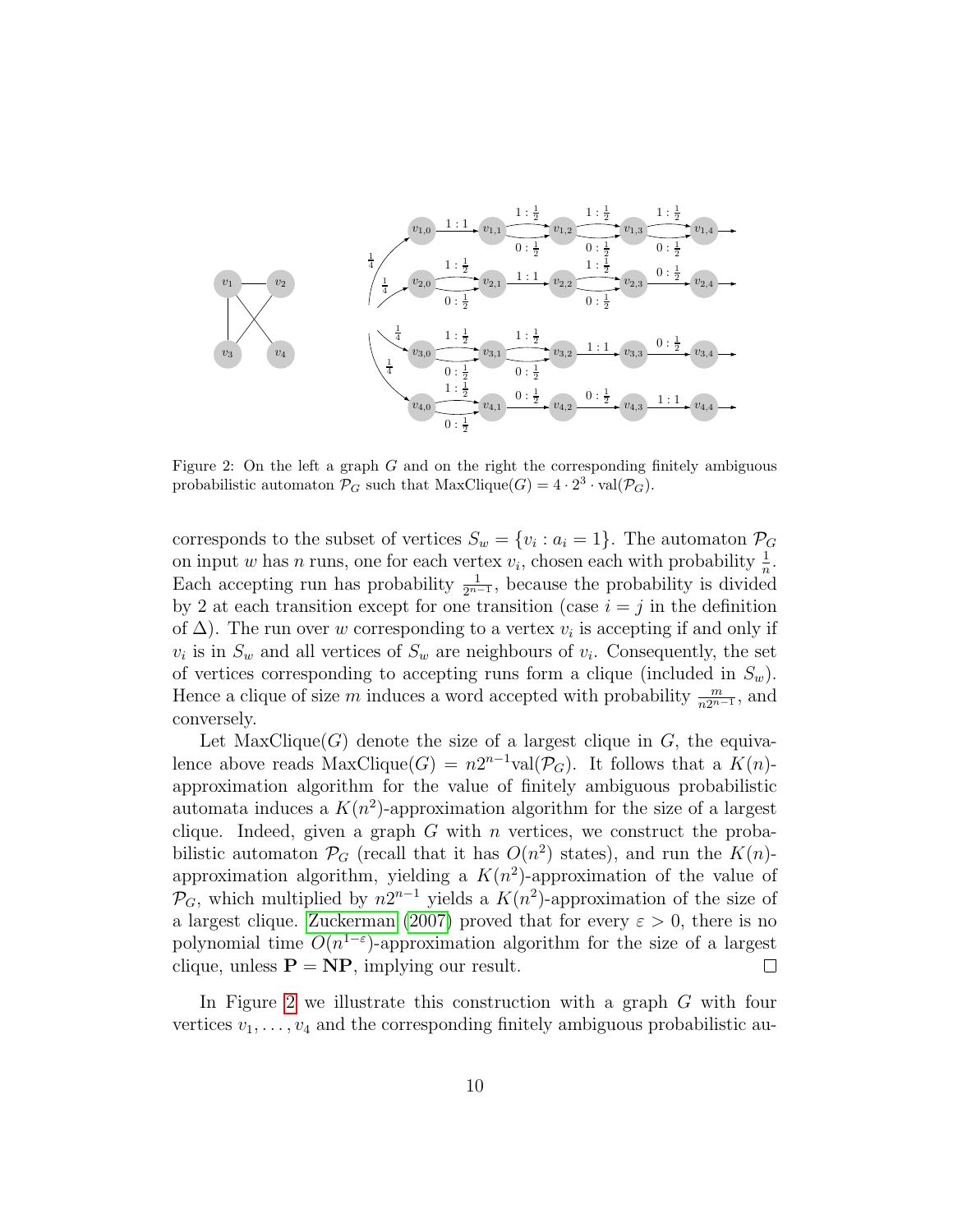Figure 2: On the left a graph $G$ and on the right the corresponding finitely ambiguous probabilistic automaton $\mathcal{P}_G$ such that $\text{MaxClique}(G) = 4 \cdot 2^3 \cdot \text{val}(\mathcal{P}_G)$.

corresponds to the subset of vertices $S_w = \{v_i : a_i = 1\}$. The automaton $\mathcal{P}_G$ on input $w$ has $n$ runs, one for each vertex $v_i$, chosen each with probability $\frac{1}{n}$. Each accepting run has probability $\frac{1}{2^{n-1}}$, because the probability is divided by 2 at each transition except for one transition (case $i = j$ in the definition of $\Delta$). The run over $w$ corresponding to a vertex $v_i$ is accepting if and only if $v_i$ is in $S_w$ and all vertices of $S_w$ are neighbours of $v_i$. Consequently, the set of vertices corresponding to accepting runs form a clique (included in $S_w$). Hence a clique of size $m$ induces a word accepted with probability $\frac{m}{n2^{n-1}}$, and conversely.

Let $\text{MaxClique}(G)$ denote the size of a largest clique in $G$, the equivalence above reads $\text{MaxClique}(G) = n2^{n-1}\text{val}(\mathcal{P}_G)$. It follows that a $K(n)$-approximation algorithm for the value of finitely ambiguous probabilistic automata induces a $K(n^2)$-approximation algorithm for the size of a largest clique. Indeed, given a graph $G$ with $n$ vertices, we construct the probabilistic automaton $\mathcal{P}_G$ (recall that it has $O(n^2)$ states), and run the $K(n)$-approximation algorithm, yielding a $K(n^2)$-approximation of the value of $\mathcal{P}_G$, which multiplied by $n2^{n-1}$ yields a $K(n^2)$-approximation of the size of a largest clique. Zuckerman (2007) proved that for every $\varepsilon > 0$, there is no polynomial time $O(n^{1-\varepsilon})$-approximation algorithm for the size of a largest clique, unless $\mathbf{P} = \mathbf{NP}$, implying our result. □

In Figure 2 we illustrate this construction with a graph $G$ with four vertices $v_1, \ldots, v_4$ and the corresponding finitely ambiguous probabilistic au-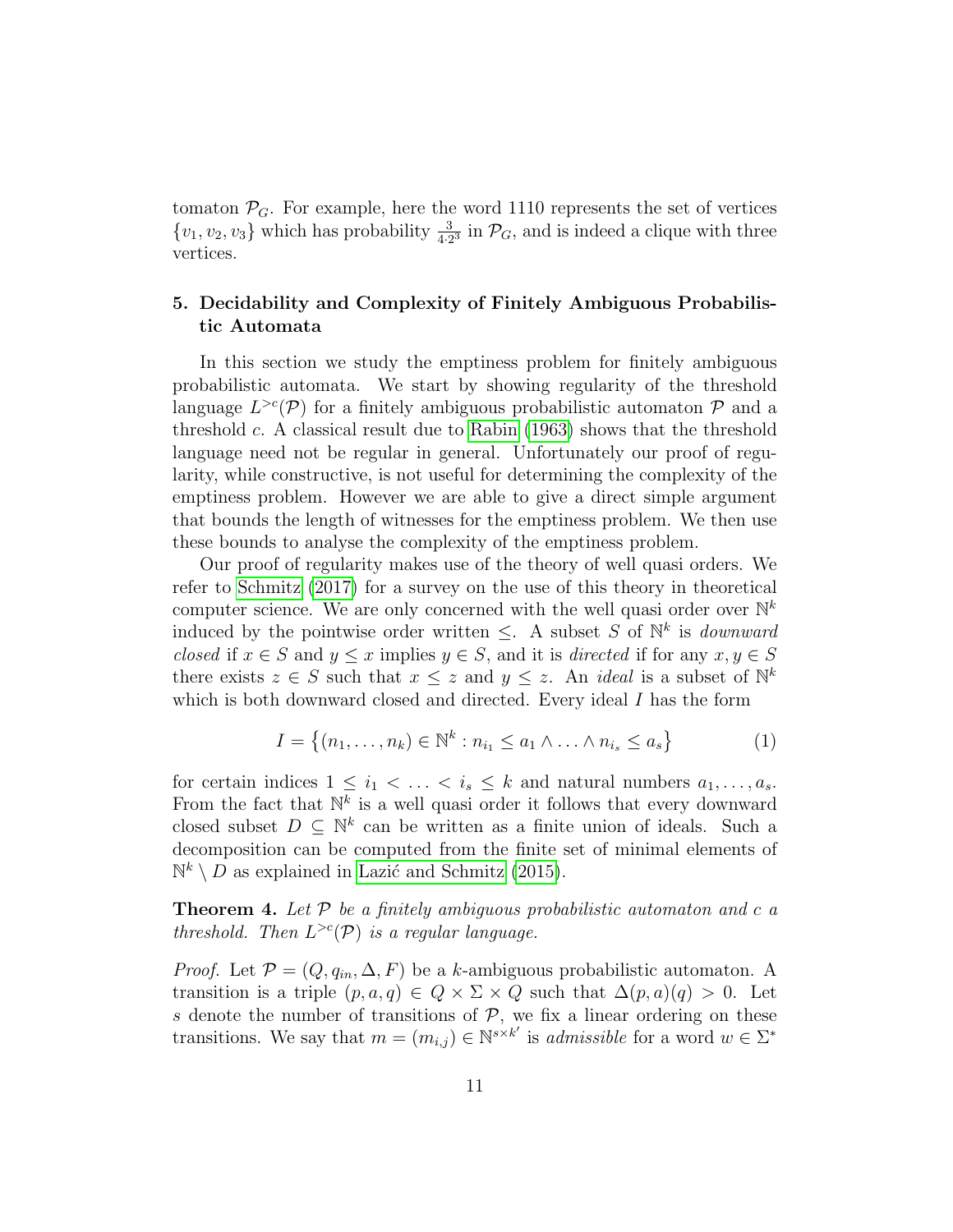tomaton $\mathcal{P}_G$. For example, here the word 1110 represents the set of vertices $\{v_1, v_2, v_3\}$ which has probability $\frac{3}{4 \cdot 2^3}$ in $\mathcal{P}_G$, and is indeed a clique with three vertices.

## 5. Decidability and Complexity of Finitely Ambiguous Probabilistic Automata

In this section we study the emptiness problem for finitely ambiguous probabilistic automata. We start by showing regularity of the threshold language $L^{>c}(\mathcal{P})$ for a finitely ambiguous probabilistic automaton $\mathcal{P}$ and a threshold $c$. A classical result due to Rabin (1963) shows that the threshold language need not be regular in general. Unfortunately our proof of regularity, while constructive, is not useful for determining the complexity of the emptiness problem. However we are able to give a direct simple argument that bounds the length of witnesses for the emptiness problem. We then use these bounds to analyse the complexity of the emptiness problem.

Our proof of regularity makes use of the theory of well quasi orders. We refer to Schmitz (2017) for a survey on the use of this theory in theoretical computer science. We are only concerned with the well quasi order over $\mathbb{N}^k$ induced by the pointwise order written $\leq$. A subset $S$ of $\mathbb{N}^k$ is *downward closed* if $x \in S$ and $y \leq x$ implies $y \in S$, and it is *directed* if for any $x, y \in S$ there exists $z \in S$ such that $x \leq z$ and $y \leq z$. An *ideal* is a subset of $\mathbb{N}^k$ which is both downward closed and directed. Every ideal $I$ has the form

$$I = \left\{(n_1, \ldots, n_k) \in \mathbb{N}^k : n_{i_1} \leq a_1 \wedge \ldots \wedge n_{i_s} \leq a_s\right\} \tag{1}$$

for certain indices $1 \leq i_1 < \ldots < i_s \leq k$ and natural numbers $a_1, \ldots, a_s$. From the fact that $\mathbb{N}^k$ is a well quasi order it follows that every downward closed subset $D \subseteq \mathbb{N}^k$ can be written as a finite union of ideals. Such a decomposition can be computed from the finite set of minimal elements of $\mathbb{N}^k \setminus D$ as explained in Lazić and Schmitz (2015).

**Theorem 4.** *Let $\mathcal{P}$ be a finitely ambiguous probabilistic automaton and $c$ a threshold. Then $L^{>c}(\mathcal{P})$ is a regular language.*

*Proof.* Let $\mathcal{P} = (Q, q_{in}, \Delta, F)$ be a $k$-ambiguous probabilistic automaton. A transition is a triple $(p, a, q) \in Q \times \Sigma \times Q$ such that $\Delta(p, a)(q) > 0$. Let $s$ denote the number of transitions of $\mathcal{P}$, we fix a linear ordering on these transitions. We say that $m = (m_{i,j}) \in \mathbb{N}^{s \times k'}$ is *admissible* for a word $w \in \Sigma^*$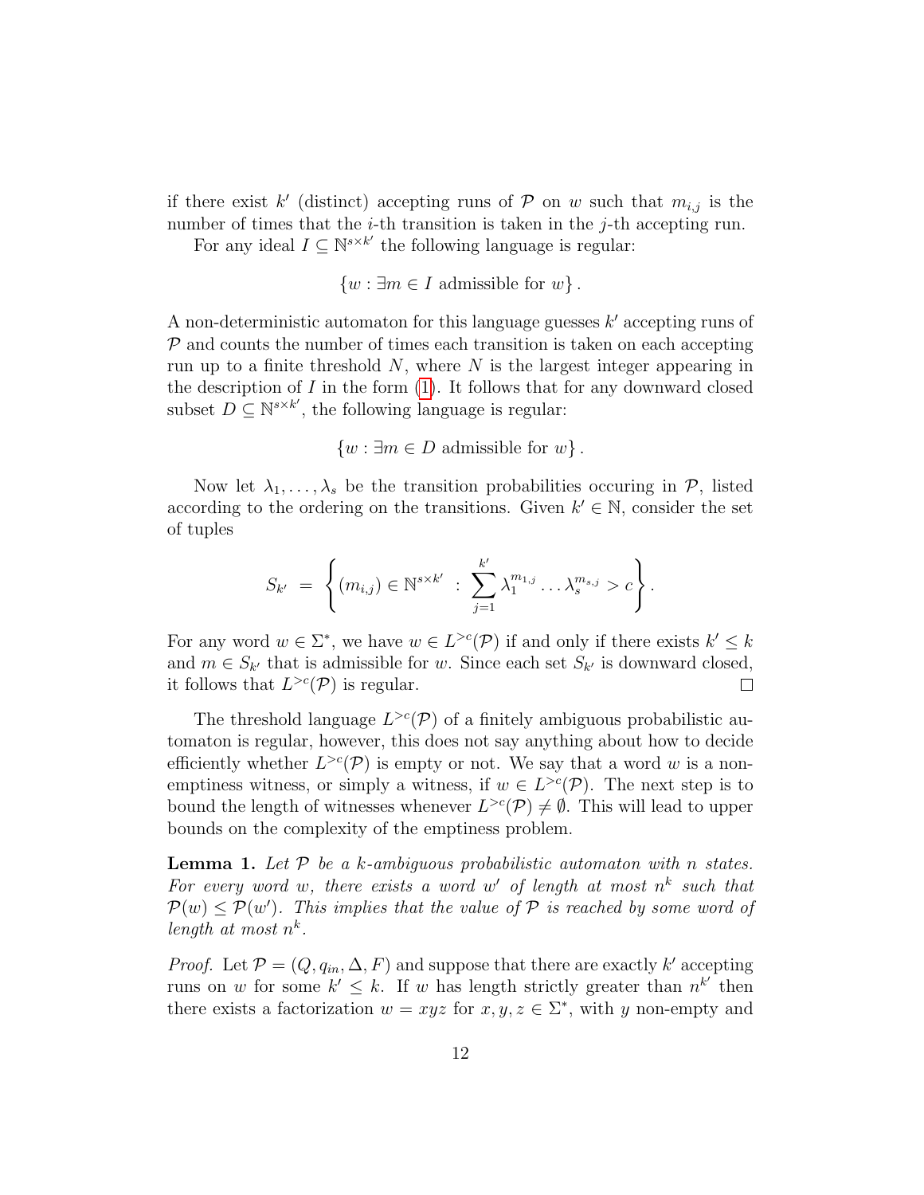if there exist $k'$ (distinct) accepting runs of $\mathcal{P}$ on $w$ such that $m_{i,j}$ is the number of times that the $i$-th transition is taken in the $j$-th accepting run.

For any ideal $I \subseteq \mathbb{N}^{s \times k'}$ the following language is regular:

$$\{w : \exists m \in I \text{ admissible for } w\}.$$

A non-deterministic automaton for this language guesses $k'$ accepting runs of $\mathcal{P}$ and counts the number of times each transition is taken on each accepting run up to a finite threshold $N$, where $N$ is the largest integer appearing in the description of $I$ in the form (1). It follows that for any downward closed subset $D \subseteq \mathbb{N}^{s \times k'}$, the following language is regular:

$$\{w : \exists m \in D \text{ admissible for } w\}.$$

Now let $\lambda_1, \ldots, \lambda_s$ be the transition probabilities occuring in $\mathcal{P}$, listed according to the ordering on the transitions. Given $k' \in \mathbb{N}$, consider the set of tuples

$$S_{k'} \;=\; \left\{ (m_{i,j}) \in \mathbb{N}^{s \times k'} \;:\; \sum_{j=1}^{k'} \lambda_1^{m_{1,j}} \ldots \lambda_s^{m_{s,j}} > c \right\}.$$

For any word $w \in \Sigma^*$, we have $w \in L^{>c}(\mathcal{P})$ if and only if there exists $k' \leq k$ and $m \in S_{k'}$ that is admissible for $w$. Since each set $S_{k'}$ is downward closed, it follows that $L^{>c}(\mathcal{P})$ is regular. $\square$

The threshold language $L^{>c}(\mathcal{P})$ of a finitely ambiguous probabilistic automaton is regular, however, this does not say anything about how to decide efficiently whether $L^{>c}(\mathcal{P})$ is empty or not. We say that a word $w$ is a non-emptiness witness, or simply a witness, if $w \in L^{>c}(\mathcal{P})$. The next step is to bound the length of witnesses whenever $L^{>c}(\mathcal{P}) \neq \emptyset$. This will lead to upper bounds on the complexity of the emptiness problem.

**Lemma 1.** *Let $\mathcal{P}$ be a $k$-ambiguous probabilistic automaton with $n$ states. For every word $w$, there exists a word $w'$ of length at most $n^k$ such that $\mathcal{P}(w) \leq \mathcal{P}(w')$. This implies that the value of $\mathcal{P}$ is reached by some word of length at most $n^k$.*

*Proof.* Let $\mathcal{P} = (Q, q_{in}, \Delta, F)$ and suppose that there are exactly $k'$ accepting runs on $w$ for some $k' \leq k$. If $w$ has length strictly greater than $n^{k'}$ then there exists a factorization $w = xyz$ for $x, y, z \in \Sigma^*$, with $y$ non-empty and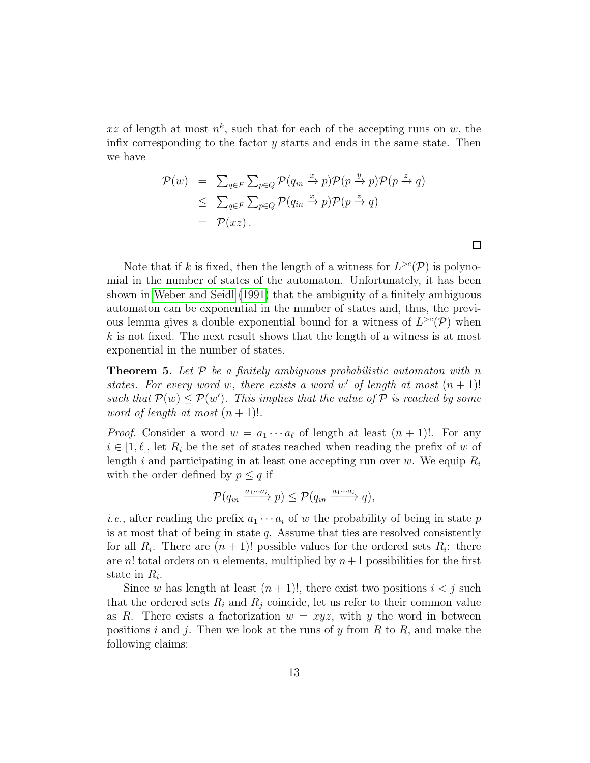$xz$ of length at most $n^k$, such that for each of the accepting runs on $w$, the infix corresponding to the factor $y$ starts and ends in the same state. Then we have

$$
\begin{aligned}
\mathcal{P}(w) &= \sum_{q \in F} \sum_{p \in Q} \mathcal{P}(q_{in} \xrightarrow{x} p) \mathcal{P}(p \xrightarrow{y} p) \mathcal{P}(p \xrightarrow{z} q) \\
&\leq \sum_{q \in F} \sum_{p \in Q} \mathcal{P}(q_{in} \xrightarrow{x} p) \mathcal{P}(p \xrightarrow{z} q) \\
&= \mathcal{P}(xz)\,.
\end{aligned}
$$

□

Note that if $k$ is fixed, then the length of a witness for $L^{>c}(\mathcal{P})$ is polynomial in the number of states of the automaton. Unfortunately, it has been shown in Weber and Seidl (1991) that the ambiguity of a finitely ambiguous automaton can be exponential in the number of states and, thus, the previous lemma gives a double exponential bound for a witness of $L^{>c}(\mathcal{P})$ when $k$ is not fixed. The next result shows that the length of a witness is at most exponential in the number of states.

**Theorem 5.** *Let $\mathcal{P}$ be a finitely ambiguous probabilistic automaton with $n$ states. For every word $w$, there exists a word $w'$ of length at most $(n+1)!$ such that $\mathcal{P}(w) \leq \mathcal{P}(w')$. This implies that the value of $\mathcal{P}$ is reached by some word of length at most $(n+1)!$.*

*Proof.* Consider a word $w = a_1 \cdots a_\ell$ of length at least $(n+1)!$. For any $i \in [1, \ell]$, let $R_i$ be the set of states reached when reading the prefix of $w$ of length $i$ and participating in at least one accepting run over $w$. We equip $R_i$ with the order defined by $p \leq q$ if

$$
\mathcal{P}(q_{in} \xrightarrow{a_1 \cdots a_i} p) \leq \mathcal{P}(q_{in} \xrightarrow{a_1 \cdots a_i} q),
$$

*i.e.*, after reading the prefix $a_1 \cdots a_i$ of $w$ the probability of being in state $p$ is at most that of being in state $q$. Assume that ties are resolved consistently for all $R_i$. There are $(n+1)!$ possible values for the ordered sets $R_i$: there are $n!$ total orders on $n$ elements, multiplied by $n+1$ possibilities for the first state in $R_i$.

Since $w$ has length at least $(n+1)!$, there exist two positions $i < j$ such that the ordered sets $R_i$ and $R_j$ coincide, let us refer to their common value as $R$. There exists a factorization $w = xyz$, with $y$ the word in between positions $i$ and $j$. Then we look at the runs of $y$ from $R$ to $R$, and make the following claims: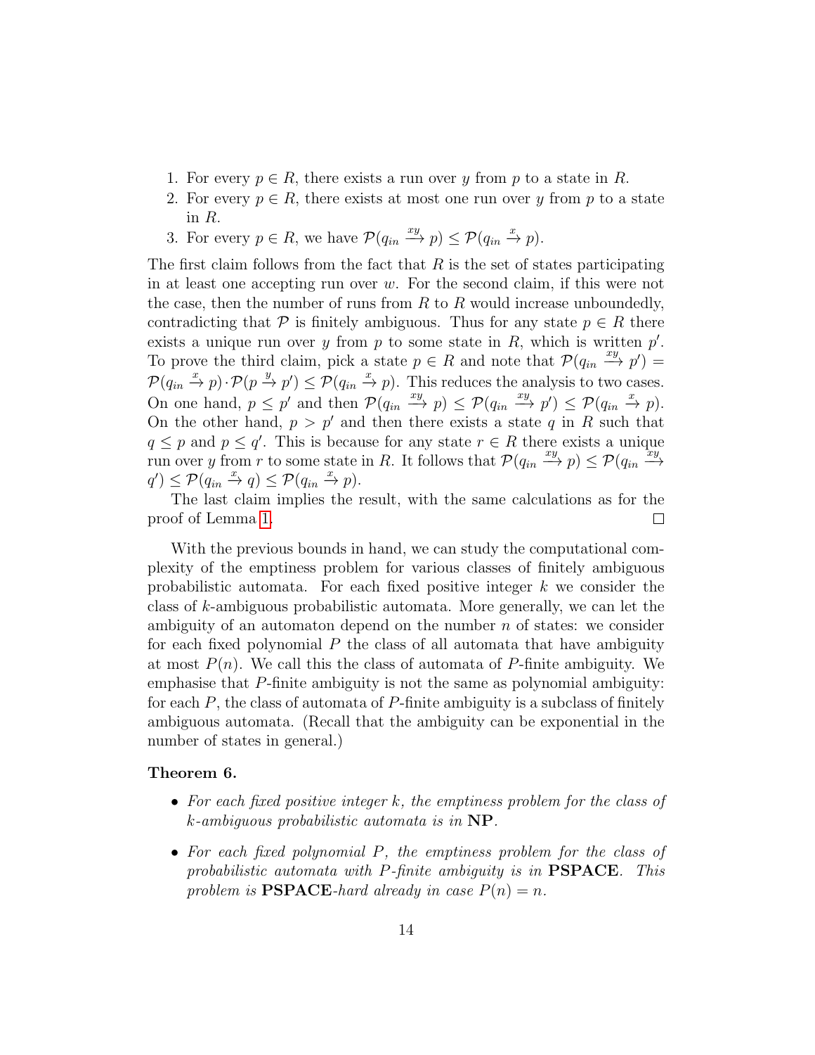1. For every $p \in R$, there exists a run over $y$ from $p$ to a state in $R$.
2. For every $p \in R$, there exists at most one run over $y$ from $p$ to a state in $R$.
3. For every $p \in R$, we have $\mathcal{P}(q_{in} \xrightarrow{xy} p) \leq \mathcal{P}(q_{in} \xrightarrow{x} p)$.

The first claim follows from the fact that $R$ is the set of states participating in at least one accepting run over $w$. For the second claim, if this were not the case, then the number of runs from $R$ to $R$ would increase unboundedly, contradicting that $\mathcal{P}$ is finitely ambiguous. Thus for any state $p \in R$ there exists a unique run over $y$ from $p$ to some state in $R$, which is written $p'$. To prove the third claim, pick a state $p \in R$ and note that $\mathcal{P}(q_{in} \xrightarrow{xy} p') = \mathcal{P}(q_{in} \xrightarrow{x} p) \cdot \mathcal{P}(p \xrightarrow{y} p') \leq \mathcal{P}(q_{in} \xrightarrow{x} p)$. This reduces the analysis to two cases. On one hand, $p \leq p'$ and then $\mathcal{P}(q_{in} \xrightarrow{xy} p) \leq \mathcal{P}(q_{in} \xrightarrow{xy} p') \leq \mathcal{P}(q_{in} \xrightarrow{x} p)$. On the other hand, $p > p'$ and then there exists a state $q$ in $R$ such that $q \leq p$ and $p \leq q'$. This is because for any state $r \in R$ there exists a unique run over $y$ from $r$ to some state in $R$. It follows that $\mathcal{P}(q_{in} \xrightarrow{xy} p) \leq \mathcal{P}(q_{in} \xrightarrow{xy} q') \leq \mathcal{P}(q_{in} \xrightarrow{x} q) \leq \mathcal{P}(q_{in} \xrightarrow{x} p)$.

The last claim implies the result, with the same calculations as for the proof of Lemma 1. □

With the previous bounds in hand, we can study the computational complexity of the emptiness problem for various classes of finitely ambiguous probabilistic automata. For each fixed positive integer $k$ we consider the class of $k$-ambiguous probabilistic automata. More generally, we can let the ambiguity of an automaton depend on the number $n$ of states: we consider for each fixed polynomial $P$ the class of all automata that have ambiguity at most $P(n)$. We call this the class of automata of $P$-finite ambiguity. We emphasise that $P$-finite ambiguity is not the same as polynomial ambiguity: for each $P$, the class of automata of $P$-finite ambiguity is a subclass of finitely ambiguous automata. (Recall that the ambiguity can be exponential in the number of states in general.)

**Theorem 6.**

- *For each fixed positive integer $k$, the emptiness problem for the class of $k$-ambiguous probabilistic automata is in* **NP**.
- *For each fixed polynomial $P$, the emptiness problem for the class of probabilistic automata with $P$-finite ambiguity is in* **PSPACE**. *This problem is* **PSPACE**-*hard already in case $P(n) = n$.*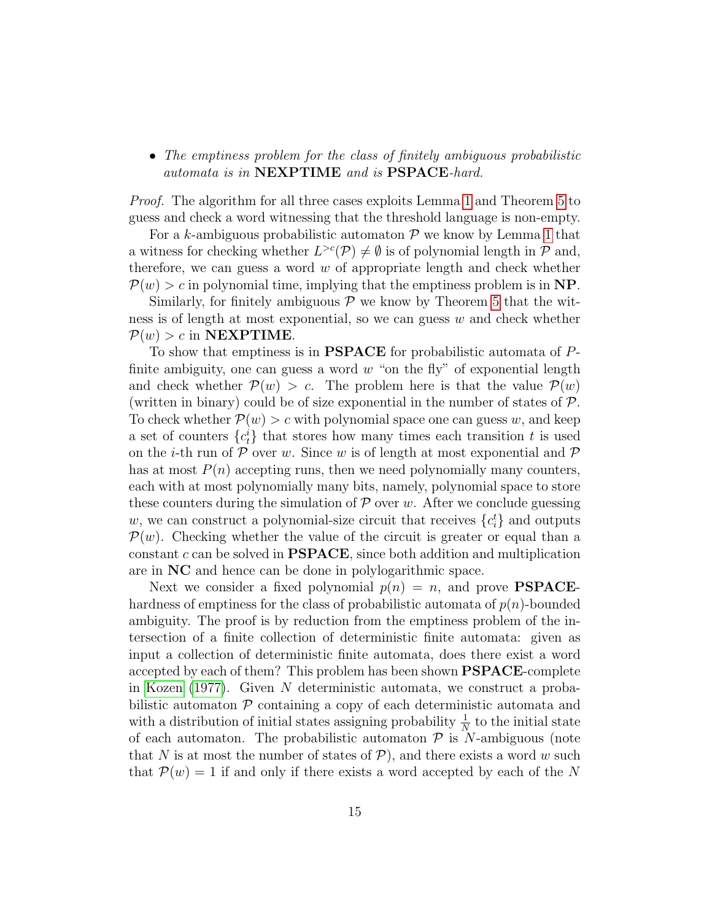- *The emptiness problem for the class of finitely ambiguous probabilistic automata is in* **NEXPTIME** *and is* **PSPACE**-*hard.*

*Proof.* The algorithm for all three cases exploits Lemma 1 and Theorem 5 to guess and check a word witnessing that the threshold language is non-empty.

For a $k$-ambiguous probabilistic automaton $\mathcal{P}$ we know by Lemma 1 that a witness for checking whether $L^{>c}(\mathcal{P}) \neq \emptyset$ is of polynomial length in $\mathcal{P}$ and, therefore, we can guess a word $w$ of appropriate length and check whether $\mathcal{P}(w) > c$ in polynomial time, implying that the emptiness problem is in **NP**.

Similarly, for finitely ambiguous $\mathcal{P}$ we know by Theorem 5 that the witness is of length at most exponential, so we can guess $w$ and check whether $\mathcal{P}(w) > c$ in **NEXPTIME**.

To show that emptiness is in **PSPACE** for probabilistic automata of $P$-finite ambiguity, one can guess a word $w$ "on the fly" of exponential length and check whether $\mathcal{P}(w) > c$. The problem here is that the value $\mathcal{P}(w)$ (written in binary) could be of size exponential in the number of states of $\mathcal{P}$. To check whether $\mathcal{P}(w) > c$ with polynomial space one can guess $w$, and keep a set of counters $\{c_t^i\}$ that stores how many times each transition $t$ is used on the $i$-th run of $\mathcal{P}$ over $w$. Since $w$ is of length at most exponential and $\mathcal{P}$ has at most $P(n)$ accepting runs, then we need polynomially many counters, each with at most polynomially many bits, namely, polynomial space to store these counters during the simulation of $\mathcal{P}$ over $w$. After we conclude guessing $w$, we can construct a polynomial-size circuit that receives $\{c_i^t\}$ and outputs $\mathcal{P}(w)$. Checking whether the value of the circuit is greater or equal than a constant $c$ can be solved in **PSPACE**, since both addition and multiplication are in **NC** and hence can be done in polylogarithmic space.

Next we consider a fixed polynomial $p(n) = n$, and prove **PSPACE**-hardness of emptiness for the class of probabilistic automata of $p(n)$-bounded ambiguity. The proof is by reduction from the emptiness problem of the intersection of a finite collection of deterministic finite automata: given as input a collection of deterministic finite automata, does there exist a word accepted by each of them? This problem has been shown **PSPACE**-complete in Kozen (1977). Given $N$ deterministic automata, we construct a probabilistic automaton $\mathcal{P}$ containing a copy of each deterministic automata and with a distribution of initial states assigning probability $\frac{1}{N}$ to the initial state of each automaton. The probabilistic automaton $\mathcal{P}$ is $N$-ambiguous (note that $N$ is at most the number of states of $\mathcal{P}$), and there exists a word $w$ such that $\mathcal{P}(w) = 1$ if and only if there exists a word accepted by each of the $N$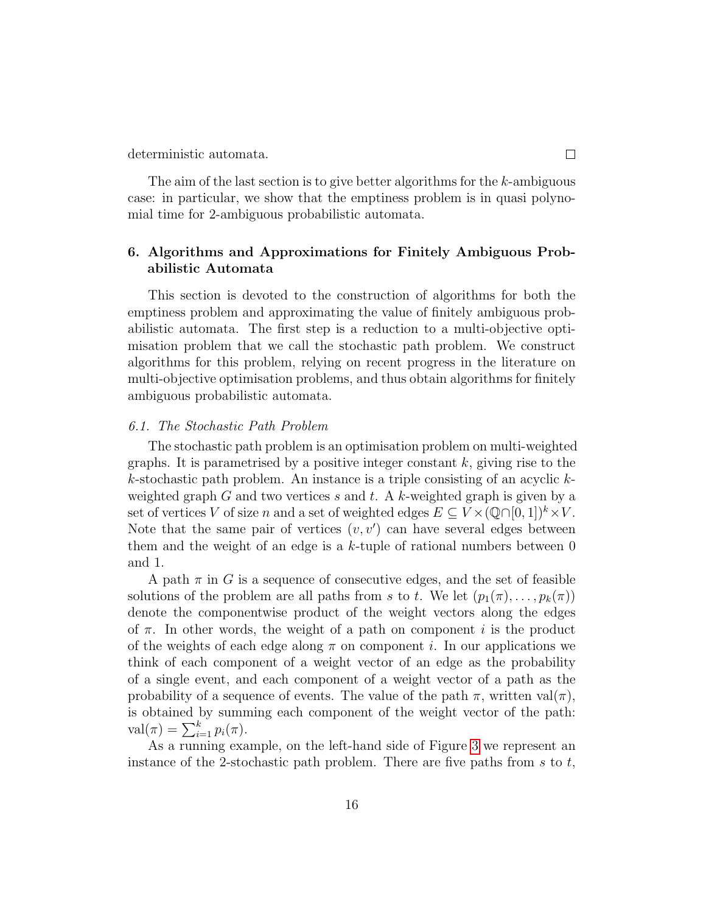deterministic automata. □

The aim of the last section is to give better algorithms for the $k$-ambiguous case: in particular, we show that the emptiness problem is in quasi polynomial time for 2-ambiguous probabilistic automata.

## 6. Algorithms and Approximations for Finitely Ambiguous Probabilistic Automata

This section is devoted to the construction of algorithms for both the emptiness problem and approximating the value of finitely ambiguous probabilistic automata. The first step is a reduction to a multi-objective optimisation problem that we call the stochastic path problem. We construct algorithms for this problem, relying on recent progress in the literature on multi-objective optimisation problems, and thus obtain algorithms for finitely ambiguous probabilistic automata.

### *6.1. The Stochastic Path Problem*

The stochastic path problem is an optimisation problem on multi-weighted graphs. It is parametrised by a positive integer constant $k$, giving rise to the $k$-stochastic path problem. An instance is a triple consisting of an acyclic $k$-weighted graph $G$ and two vertices $s$ and $t$. A $k$-weighted graph is given by a set of vertices $V$ of size $n$ and a set of weighted edges $E \subseteq V \times (\mathbb{Q} \cap [0,1])^k \times V$. Note that the same pair of vertices $(v, v')$ can have several edges between them and the weight of an edge is a $k$-tuple of rational numbers between 0 and 1.

A path $\pi$ in $G$ is a sequence of consecutive edges, and the set of feasible solutions of the problem are all paths from $s$ to $t$. We let $(p_1(\pi), \ldots, p_k(\pi))$ denote the componentwise product of the weight vectors along the edges of $\pi$. In other words, the weight of a path on component $i$ is the product of the weights of each edge along $\pi$ on component $i$. In our applications we think of each component of a weight vector of an edge as the probability of a single event, and each component of a weight vector of a path as the probability of a sequence of events. The value of the path $\pi$, written $\text{val}(\pi)$, is obtained by summing each component of the weight vector of the path: $\text{val}(\pi) = \sum_{i=1}^{k} p_i(\pi)$.

As a running example, on the left-hand side of Figure 3 we represent an instance of the 2-stochastic path problem. There are five paths from $s$ to $t$,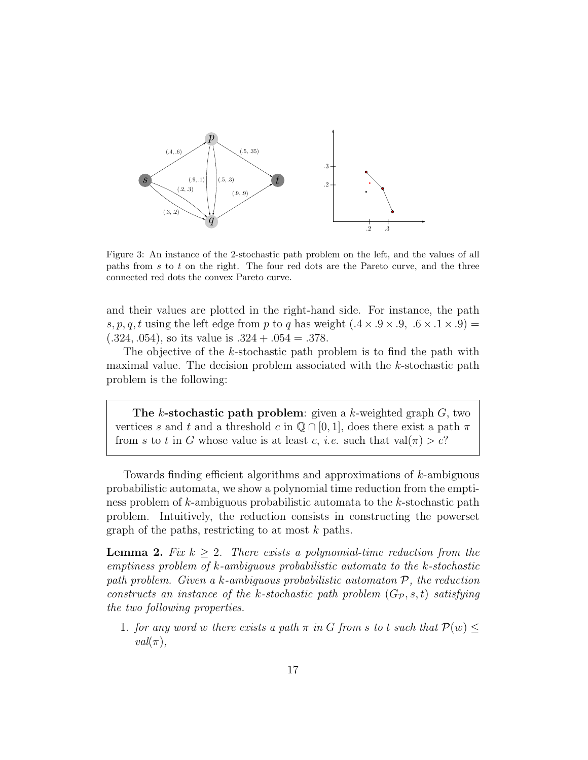Figure 3: An instance of the 2-stochastic path problem on the left, and the values of all paths from $s$ to $t$ on the right. The four red dots are the Pareto curve, and the three connected red dots the convex Pareto curve.

and their values are plotted in the right-hand side. For instance, the path $s, p, q, t$ using the left edge from $p$ to $q$ has weight $(.4 \times .9 \times .9,\ .6 \times .1 \times .9) = (.324, .054)$, so its value is $.324 + .054 = .378$.

The objective of the $k$-stochastic path problem is to find the path with maximal value. The decision problem associated with the $k$-stochastic path problem is the following:

> **The $k$-stochastic path problem**: given a $k$-weighted graph $G$, two vertices $s$ and $t$ and a threshold $c$ in $\mathbb{Q} \cap [0, 1]$, does there exist a path $\pi$ from $s$ to $t$ in $G$ whose value is at least $c$, *i.e.* such that $\text{val}(\pi) > c$?

Towards finding efficient algorithms and approximations of $k$-ambiguous probabilistic automata, we show a polynomial time reduction from the emptiness problem of $k$-ambiguous probabilistic automata to the $k$-stochastic path problem. Intuitively, the reduction consists in constructing the powerset graph of the paths, restricting to at most $k$ paths.

**Lemma 2.** *Fix $k \geq 2$. There exists a polynomial-time reduction from the emptiness problem of $k$-ambiguous probabilistic automata to the $k$-stochastic path problem. Given a $k$-ambiguous probabilistic automaton $\mathcal{P}$, the reduction constructs an instance of the $k$-stochastic path problem $(G_{\mathcal{P}}, s, t)$ satisfying the two following properties.*

1. *for any word $w$ there exists a path $\pi$ in $G$ from $s$ to $t$ such that $\mathcal{P}(w) \leq val(\pi)$,*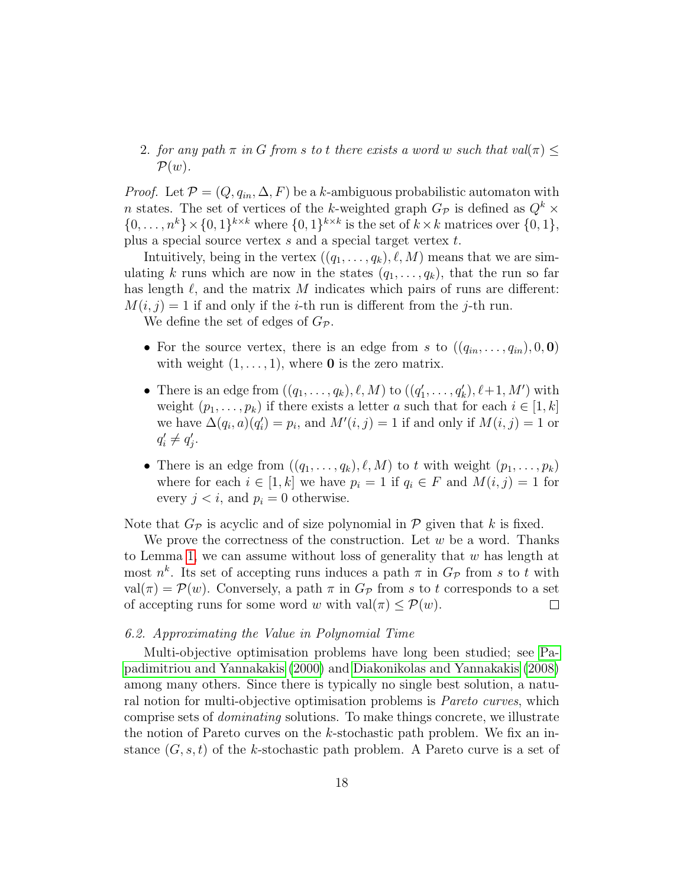2. *for any path $\pi$ in $G$ from $s$ to $t$ there exists a word $w$ such that $val(\pi) \leq \mathcal{P}(w)$.*

*Proof.* Let $\mathcal{P} = (Q, q_{in}, \Delta, F)$ be a $k$-ambiguous probabilistic automaton with $n$ states. The set of vertices of the $k$-weighted graph $G_{\mathcal{P}}$ is defined as $Q^k \times \{0, \ldots, n^k\} \times \{0,1\}^{k \times k}$ where $\{0,1\}^{k \times k}$ is the set of $k \times k$ matrices over $\{0,1\}$, plus a special source vertex $s$ and a special target vertex $t$.

Intuitively, being in the vertex $((q_1, \ldots, q_k), \ell, M)$ means that we are simulating $k$ runs which are now in the states $(q_1, \ldots, q_k)$, that the run so far has length $\ell$, and the matrix $M$ indicates which pairs of runs are different: $M(i,j) = 1$ if and only if the $i$-th run is different from the $j$-th run.

We define the set of edges of $G_{\mathcal{P}}$.

- For the source vertex, there is an edge from $s$ to $((q_{in}, \ldots, q_{in}), 0, \mathbf{0})$ with weight $(1, \ldots, 1)$, where $\mathbf{0}$ is the zero matrix.
- There is an edge from $((q_1, \ldots, q_k), \ell, M)$ to $((q'_1, \ldots, q'_k), \ell+1, M')$ with weight $(p_1, \ldots, p_k)$ if there exists a letter $a$ such that for each $i \in [1,k]$ we have $\Delta(q_i, a)(q'_i) = p_i$, and $M'(i,j) = 1$ if and only if $M(i,j) = 1$ or $q'_i \neq q'_j$.
- There is an edge from $((q_1, \ldots, q_k), \ell, M)$ to $t$ with weight $(p_1, \ldots, p_k)$ where for each $i \in [1,k]$ we have $p_i = 1$ if $q_i \in F$ and $M(i,j) = 1$ for every $j < i$, and $p_i = 0$ otherwise.

Note that $G_{\mathcal{P}}$ is acyclic and of size polynomial in $\mathcal{P}$ given that $k$ is fixed.

We prove the correctness of the construction. Let $w$ be a word. Thanks to Lemma 1, we can assume without loss of generality that $w$ has length at most $n^k$. Its set of accepting runs induces a path $\pi$ in $G_{\mathcal{P}}$ from $s$ to $t$ with $\text{val}(\pi) = \mathcal{P}(w)$. Conversely, a path $\pi$ in $G_{\mathcal{P}}$ from $s$ to $t$ corresponds to a set of accepting runs for some word $w$ with $\text{val}(\pi) \leq \mathcal{P}(w)$. $\square$

### *6.2. Approximating the Value in Polynomial Time*

Multi-objective optimisation problems have long been studied; see Papadimitriou and Yannakakis (2000) and Diakonikolas and Yannakakis (2008) among many others. Since there is typically no single best solution, a natural notion for multi-objective optimisation problems is *Pareto curves*, which comprise sets of *dominating* solutions. To make things concrete, we illustrate the notion of Pareto curves on the $k$-stochastic path problem. We fix an instance $(G, s, t)$ of the $k$-stochastic path problem. A Pareto curve is a set of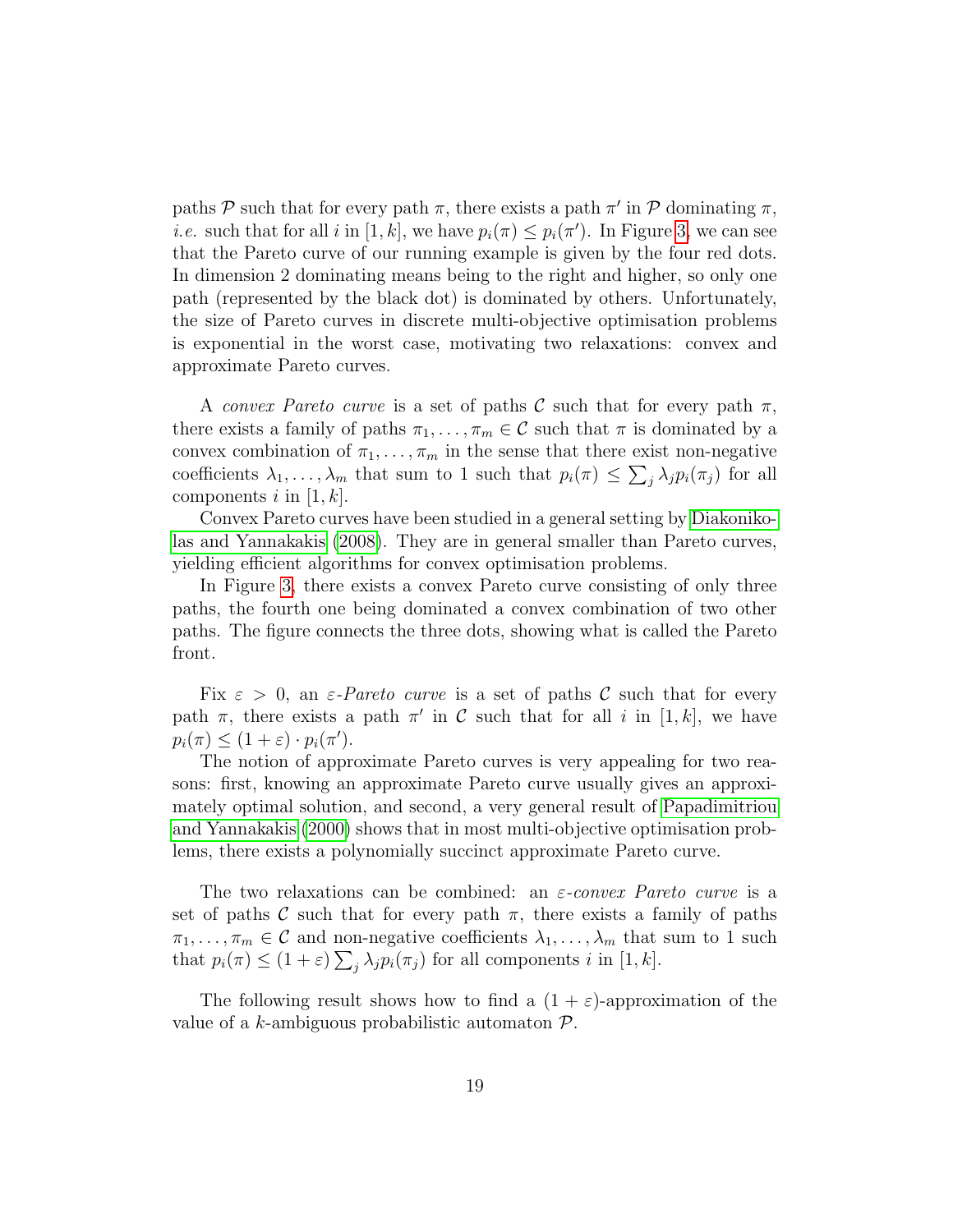paths $\mathcal{P}$ such that for every path $\pi$, there exists a path $\pi'$ in $\mathcal{P}$ dominating $\pi$, *i.e.* such that for all $i$ in $[1, k]$, we have $p_i(\pi) \leq p_i(\pi')$. In Figure 3, we can see that the Pareto curve of our running example is given by the four red dots. In dimension 2 dominating means being to the right and higher, so only one path (represented by the black dot) is dominated by others. Unfortunately, the size of Pareto curves in discrete multi-objective optimisation problems is exponential in the worst case, motivating two relaxations: convex and approximate Pareto curves.

A *convex Pareto curve* is a set of paths $\mathcal{C}$ such that for every path $\pi$, there exists a family of paths $\pi_1, \ldots, \pi_m \in \mathcal{C}$ such that $\pi$ is dominated by a convex combination of $\pi_1, \ldots, \pi_m$ in the sense that there exist non-negative coefficients $\lambda_1, \ldots, \lambda_m$ that sum to 1 such that $p_i(\pi) \leq \sum_j \lambda_j p_i(\pi_j)$ for all components $i$ in $[1, k]$.

Convex Pareto curves have been studied in a general setting by Diakonikolas and Yannakakis (2008). They are in general smaller than Pareto curves, yielding efficient algorithms for convex optimisation problems.

In Figure 3, there exists a convex Pareto curve consisting of only three paths, the fourth one being dominated a convex combination of two other paths. The figure connects the three dots, showing what is called the Pareto front.

Fix $\varepsilon > 0$, an *$\varepsilon$-Pareto curve* is a set of paths $\mathcal{C}$ such that for every path $\pi$, there exists a path $\pi'$ in $\mathcal{C}$ such that for all $i$ in $[1, k]$, we have $p_i(\pi) \leq (1 + \varepsilon) \cdot p_i(\pi')$.

The notion of approximate Pareto curves is very appealing for two reasons: first, knowing an approximate Pareto curve usually gives an approximately optimal solution, and second, a very general result of Papadimitriou and Yannakakis (2000) shows that in most multi-objective optimisation problems, there exists a polynomially succinct approximate Pareto curve.

The two relaxations can be combined: an *$\varepsilon$-convex Pareto curve* is a set of paths $\mathcal{C}$ such that for every path $\pi$, there exists a family of paths $\pi_1, \ldots, \pi_m \in \mathcal{C}$ and non-negative coefficients $\lambda_1, \ldots, \lambda_m$ that sum to 1 such that $p_i(\pi) \leq (1 + \varepsilon) \sum_j \lambda_j p_i(\pi_j)$ for all components $i$ in $[1, k]$.

The following result shows how to find a $(1 + \varepsilon)$-approximation of the value of a $k$-ambiguous probabilistic automaton $\mathcal{P}$.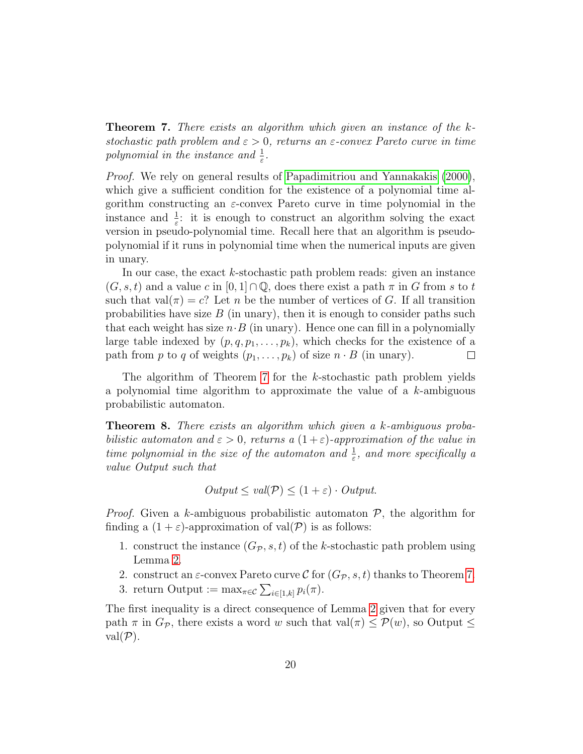**Theorem 7.** *There exists an algorithm which given an instance of the $k$-stochastic path problem and $\varepsilon > 0$, returns an $\varepsilon$-convex Pareto curve in time polynomial in the instance and $\frac{1}{\varepsilon}$.*

*Proof.* We rely on general results of Papadimitriou and Yannakakis (2000), which give a sufficient condition for the existence of a polynomial time algorithm constructing an $\varepsilon$-convex Pareto curve in time polynomial in the instance and $\frac{1}{\varepsilon}$: it is enough to construct an algorithm solving the exact version in pseudo-polynomial time. Recall here that an algorithm is pseudo-polynomial if it runs in polynomial time when the numerical inputs are given in unary.

In our case, the exact $k$-stochastic path problem reads: given an instance $(G, s, t)$ and a value $c$ in $[0, 1] \cap \mathbb{Q}$, does there exist a path $\pi$ in $G$ from $s$ to $t$ such that $\text{val}(\pi) = c$? Let $n$ be the number of vertices of $G$. If all transition probabilities have size $B$ (in unary), then it is enough to consider paths such that each weight has size $n \cdot B$ (in unary). Hence one can fill in a polynomially large table indexed by $(p, q, p_1, \ldots, p_k)$, which checks for the existence of a path from $p$ to $q$ of weights $(p_1, \ldots, p_k)$ of size $n \cdot B$ (in unary). $\square$

The algorithm of Theorem 7 for the $k$-stochastic path problem yields a polynomial time algorithm to approximate the value of a $k$-ambiguous probabilistic automaton.

**Theorem 8.** *There exists an algorithm which given a $k$-ambiguous probabilistic automaton and $\varepsilon > 0$, returns a $(1+\varepsilon)$-approximation of the value in time polynomial in the size of the automaton and $\frac{1}{\varepsilon}$, and more specifically a value Output such that*

$$\textit{Output} \leq \textit{val}(\mathcal{P}) \leq (1+\varepsilon) \cdot \textit{Output}.$$

*Proof.* Given a $k$-ambiguous probabilistic automaton $\mathcal{P}$, the algorithm for finding a $(1 + \varepsilon)$-approximation of $\text{val}(\mathcal{P})$ is as follows:

1. construct the instance $(G_{\mathcal{P}}, s, t)$ of the $k$-stochastic path problem using Lemma 2.
2. construct an $\varepsilon$-convex Pareto curve $\mathcal{C}$ for $(G_{\mathcal{P}}, s, t)$ thanks to Theorem 7.
3. return Output $:= \max_{\pi \in \mathcal{C}} \sum_{i \in [1,k]} p_i(\pi)$.

The first inequality is a direct consequence of Lemma 2 given that for every path $\pi$ in $G_{\mathcal{P}}$, there exists a word $w$ such that $\text{val}(\pi) \leq \mathcal{P}(w)$, so Output $\leq$ $\text{val}(\mathcal{P})$.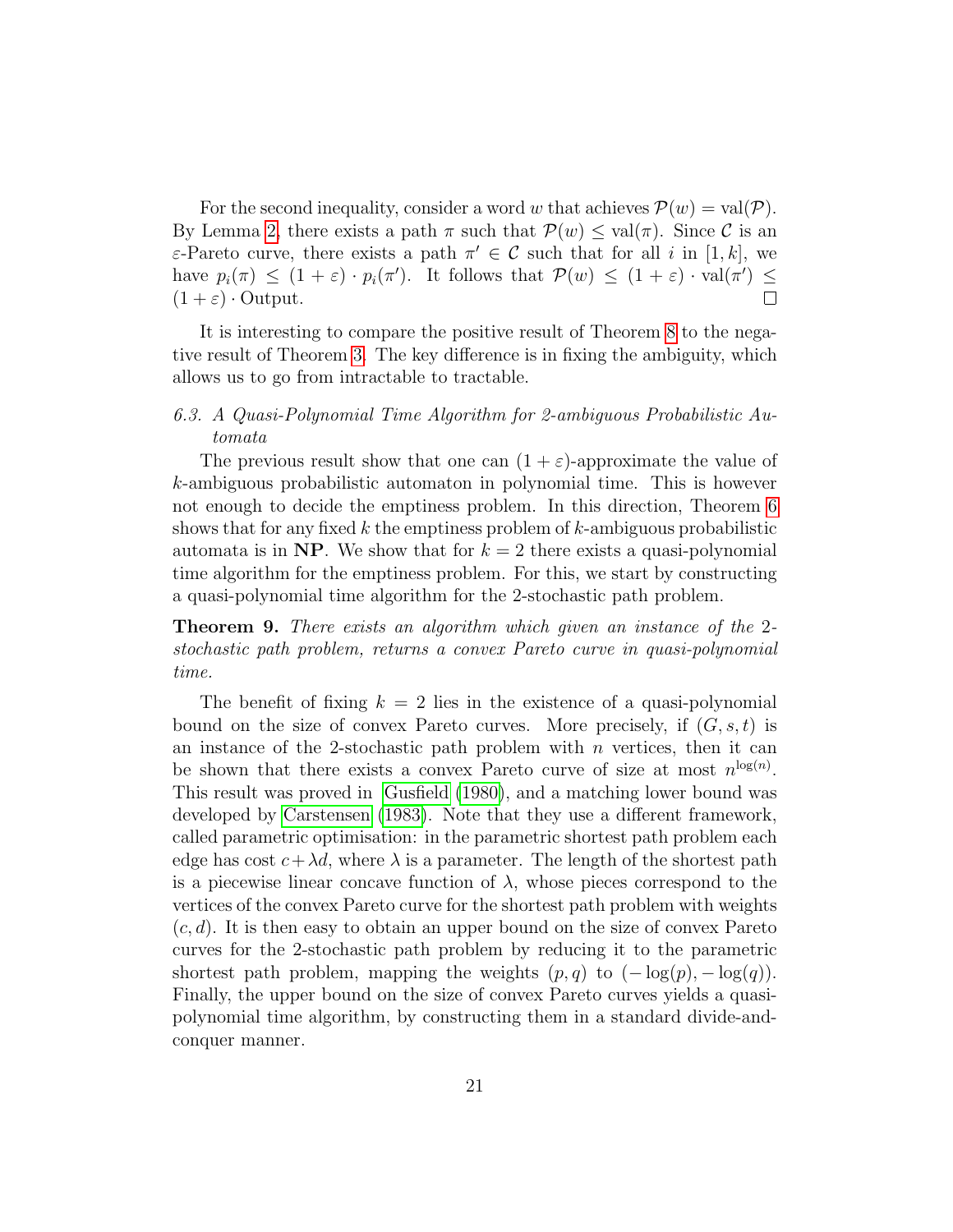For the second inequality, consider a word $w$ that achieves $\mathcal{P}(w) = \text{val}(\mathcal{P})$. By Lemma 2, there exists a path $\pi$ such that $\mathcal{P}(w) \leq \text{val}(\pi)$. Since $\mathcal{C}$ is an $\varepsilon$-Pareto curve, there exists a path $\pi' \in \mathcal{C}$ such that for all $i$ in $[1, k]$, we have $p_i(\pi) \leq (1 + \varepsilon) \cdot p_i(\pi')$. It follows that $\mathcal{P}(w) \leq (1 + \varepsilon) \cdot \text{val}(\pi') \leq (1 + \varepsilon) \cdot \text{Output}$. □

It is interesting to compare the positive result of Theorem 8 to the negative result of Theorem 3. The key difference is in fixing the ambiguity, which allows us to go from intractable to tractable.

### *6.3. A Quasi-Polynomial Time Algorithm for 2-ambiguous Probabilistic Automata*

The previous result show that one can $(1 + \varepsilon)$-approximate the value of $k$-ambiguous probabilistic automaton in polynomial time. This is however not enough to decide the emptiness problem. In this direction, Theorem 6 shows that for any fixed $k$ the emptiness problem of $k$-ambiguous probabilistic automata is in **NP**. We show that for $k = 2$ there exists a quasi-polynomial time algorithm for the emptiness problem. For this, we start by constructing a quasi-polynomial time algorithm for the 2-stochastic path problem.

**Theorem 9.** *There exists an algorithm which given an instance of the 2-stochastic path problem, returns a convex Pareto curve in quasi-polynomial time.*

The benefit of fixing $k = 2$ lies in the existence of a quasi-polynomial bound on the size of convex Pareto curves. More precisely, if $(G, s, t)$ is an instance of the 2-stochastic path problem with $n$ vertices, then it can be shown that there exists a convex Pareto curve of size at most $n^{\log(n)}$. This result was proved in Gusfield (1980), and a matching lower bound was developed by Carstensen (1983). Note that they use a different framework, called parametric optimisation: in the parametric shortest path problem each edge has cost $c + \lambda d$, where $\lambda$ is a parameter. The length of the shortest path is a piecewise linear concave function of $\lambda$, whose pieces correspond to the vertices of the convex Pareto curve for the shortest path problem with weights $(c, d)$. It is then easy to obtain an upper bound on the size of convex Pareto curves for the 2-stochastic path problem by reducing it to the parametric shortest path problem, mapping the weights $(p, q)$ to $(-\log(p), -\log(q))$. Finally, the upper bound on the size of convex Pareto curves yields a quasi-polynomial time algorithm, by constructing them in a standard divide-and-conquer manner.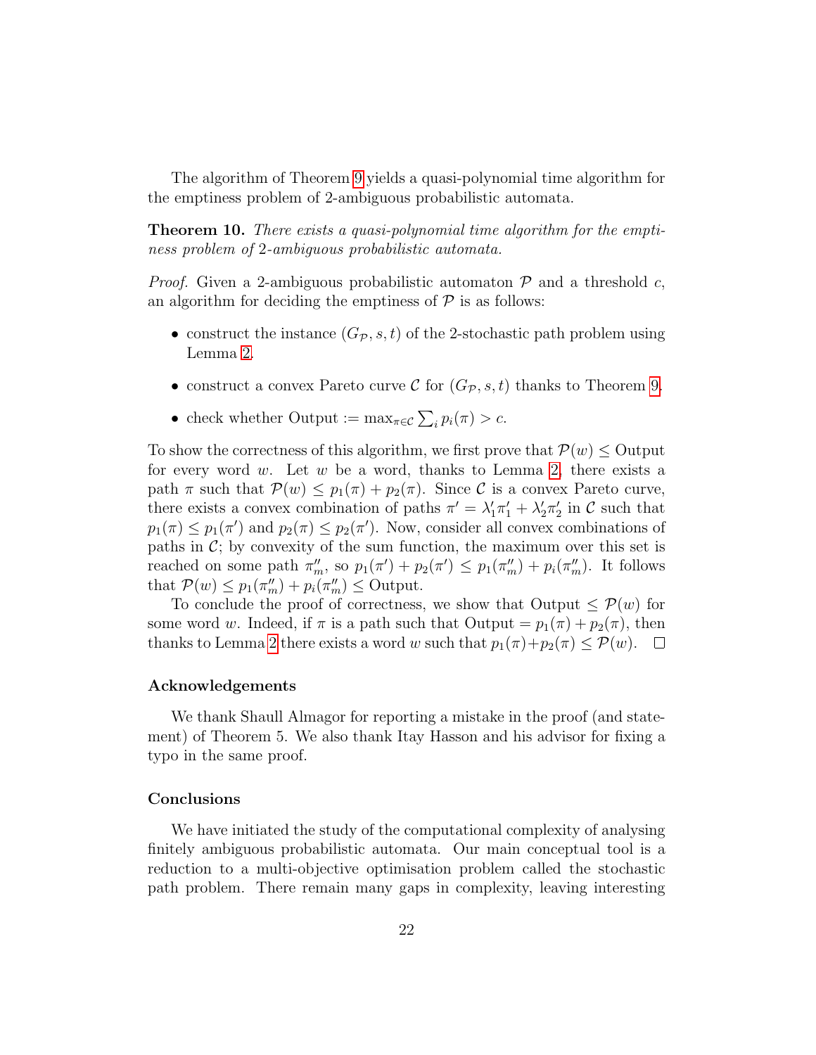The algorithm of Theorem 9 yields a quasi-polynomial time algorithm for the emptiness problem of 2-ambiguous probabilistic automata.

**Theorem 10.** *There exists a quasi-polynomial time algorithm for the emptiness problem of* 2*-ambiguous probabilistic automata.*

*Proof.* Given a 2-ambiguous probabilistic automaton $\mathcal{P}$ and a threshold $c$, an algorithm for deciding the emptiness of $\mathcal{P}$ is as follows:

- construct the instance $(G_{\mathcal{P}}, s, t)$ of the 2-stochastic path problem using Lemma 2.
- construct a convex Pareto curve $\mathcal{C}$ for $(G_{\mathcal{P}}, s, t)$ thanks to Theorem 9.
- check whether Output $:= \max_{\pi \in \mathcal{C}} \sum_i p_i(\pi) > c$.

To show the correctness of this algorithm, we first prove that $\mathcal{P}(w) \leq$ Output for every word $w$. Let $w$ be a word, thanks to Lemma 2, there exists a path $\pi$ such that $\mathcal{P}(w) \leq p_1(\pi) + p_2(\pi)$. Since $\mathcal{C}$ is a convex Pareto curve, there exists a convex combination of paths $\pi' = \lambda'_1 \pi'_1 + \lambda'_2 \pi'_2$ in $\mathcal{C}$ such that $p_1(\pi) \leq p_1(\pi')$ and $p_2(\pi) \leq p_2(\pi')$. Now, consider all convex combinations of paths in $\mathcal{C}$; by convexity of the sum function, the maximum over this set is reached on some path $\pi''_m$, so $p_1(\pi') + p_2(\pi') \leq p_1(\pi''_m) + p_i(\pi''_m)$. It follows that $\mathcal{P}(w) \leq p_1(\pi''_m) + p_i(\pi''_m) \leq$ Output.

To conclude the proof of correctness, we show that Output $\leq \mathcal{P}(w)$ for some word $w$. Indeed, if $\pi$ is a path such that Output $= p_1(\pi) + p_2(\pi)$, then thanks to Lemma 2 there exists a word $w$ such that $p_1(\pi)+p_2(\pi) \leq \mathcal{P}(w)$. $\square$

### Acknowledgements

We thank Shaull Almagor for reporting a mistake in the proof (and statement) of Theorem 5. We also thank Itay Hasson and his advisor for fixing a typo in the same proof.

### Conclusions

We have initiated the study of the computational complexity of analysing finitely ambiguous probabilistic automata. Our main conceptual tool is a reduction to a multi-objective optimisation problem called the stochastic path problem. There remain many gaps in complexity, leaving interesting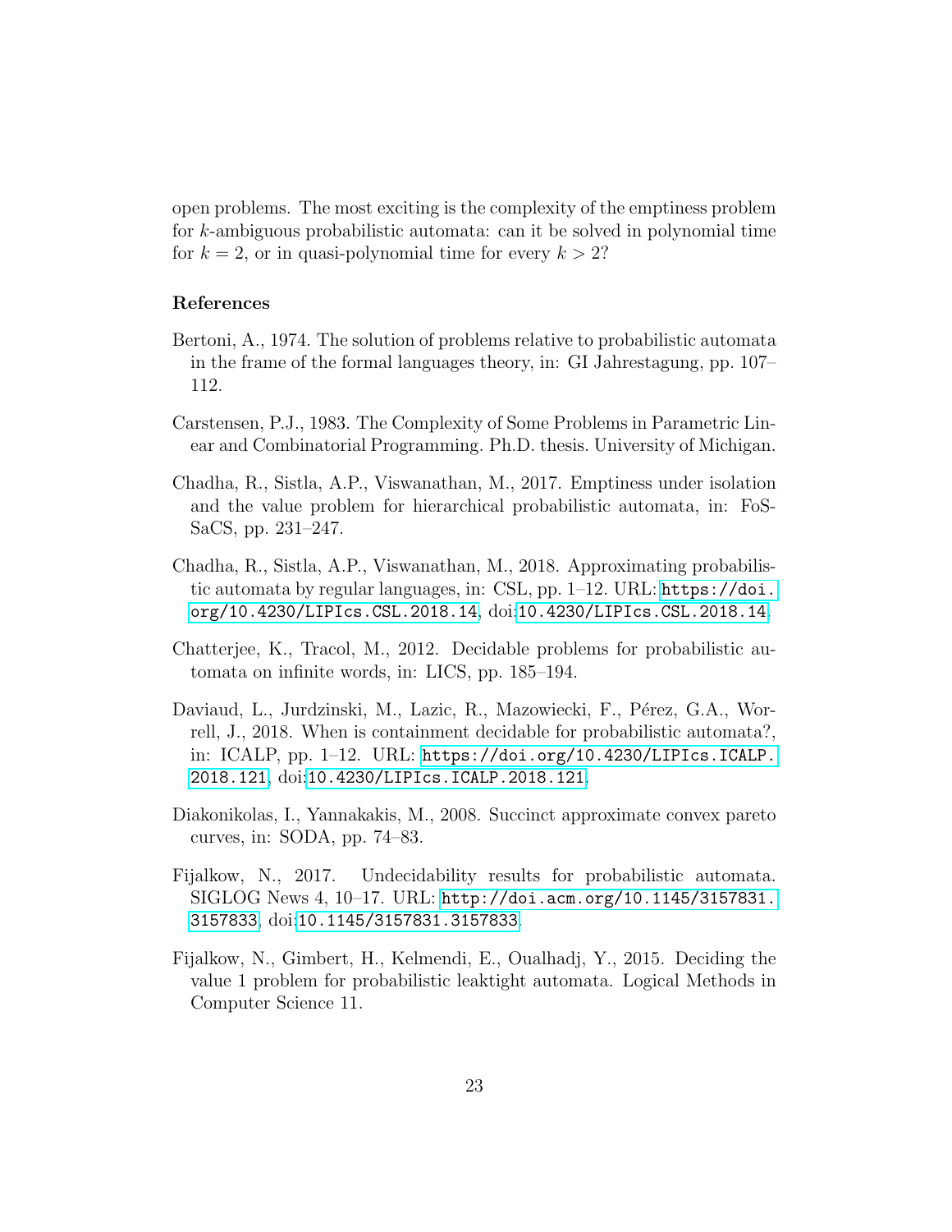open problems. The most exciting is the complexity of the emptiness problem for $k$-ambiguous probabilistic automata: can it be solved in polynomial time for $k = 2$, or in quasi-polynomial time for every $k > 2$?

## References

Bertoni, A., 1974. The solution of problems relative to probabilistic automata in the frame of the formal languages theory, in: GI Jahrestagung, pp. 107–112.

Carstensen, P.J., 1983. The Complexity of Some Problems in Parametric Linear and Combinatorial Programming. Ph.D. thesis. University of Michigan.

Chadha, R., Sistla, A.P., Viswanathan, M., 2017. Emptiness under isolation and the value problem for hierarchical probabilistic automata, in: FoSSaCS, pp. 231–247.

Chadha, R., Sistla, A.P., Viswanathan, M., 2018. Approximating probabilistic automata by regular languages, in: CSL, pp. 1–12. URL: https://doi.org/10.4230/LIPIcs.CSL.2018.14, doi:10.4230/LIPIcs.CSL.2018.14.

Chatterjee, K., Tracol, M., 2012. Decidable problems for probabilistic automata on infinite words, in: LICS, pp. 185–194.

Daviaud, L., Jurdzinski, M., Lazic, R., Mazowiecki, F., Pérez, G.A., Worrell, J., 2018. When is containment decidable for probabilistic automata?, in: ICALP, pp. 1–12. URL: https://doi.org/10.4230/LIPIcs.ICALP.2018.121, doi:10.4230/LIPIcs.ICALP.2018.121.

Diakonikolas, I., Yannakakis, M., 2008. Succinct approximate convex pareto curves, in: SODA, pp. 74–83.

Fijalkow, N., 2017. Undecidability results for probabilistic automata. SIGLOG News 4, 10–17. URL: http://doi.acm.org/10.1145/3157831.3157833, doi:10.1145/3157831.3157833.

Fijalkow, N., Gimbert, H., Kelmendi, E., Oualhadj, Y., 2015. Deciding the value 1 problem for probabilistic leaktight automata. Logical Methods in Computer Science 11.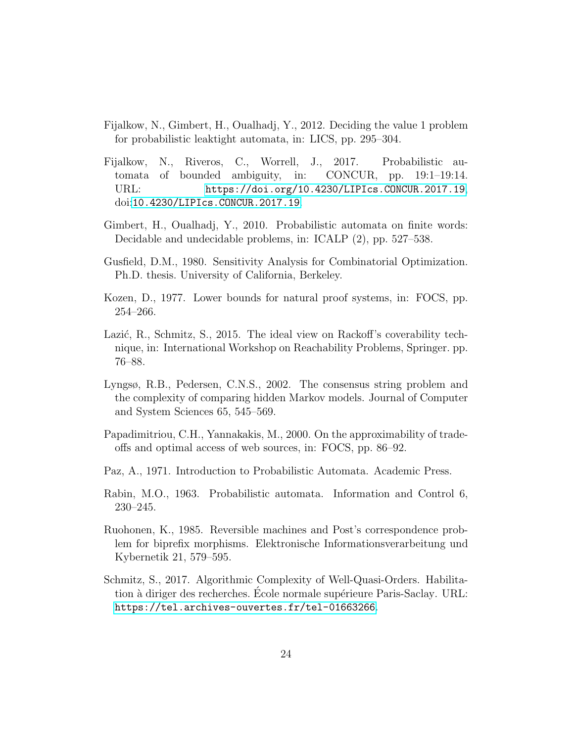Fijalkow, N., Gimbert, H., Oualhadj, Y., 2012. Deciding the value 1 problem for probabilistic leaktight automata, in: LICS, pp. 295–304.

Fijalkow, N., Riveros, C., Worrell, J., 2017. Probabilistic automata of bounded ambiguity, in: CONCUR, pp. 19:1–19:14. URL: https://doi.org/10.4230/LIPIcs.CONCUR.2017.19, doi:10.4230/LIPIcs.CONCUR.2017.19.

Gimbert, H., Oualhadj, Y., 2010. Probabilistic automata on finite words: Decidable and undecidable problems, in: ICALP (2), pp. 527–538.

Gusfield, D.M., 1980. Sensitivity Analysis for Combinatorial Optimization. Ph.D. thesis. University of California, Berkeley.

Kozen, D., 1977. Lower bounds for natural proof systems, in: FOCS, pp. 254–266.

Lazić, R., Schmitz, S., 2015. The ideal view on Rackoff's coverability technique, in: International Workshop on Reachability Problems, Springer. pp. 76–88.

Lyngsø, R.B., Pedersen, C.N.S., 2002. The consensus string problem and the complexity of comparing hidden Markov models. Journal of Computer and System Sciences 65, 545–569.

Papadimitriou, C.H., Yannakakis, M., 2000. On the approximability of trade-offs and optimal access of web sources, in: FOCS, pp. 86–92.

Paz, A., 1971. Introduction to Probabilistic Automata. Academic Press.

Rabin, M.O., 1963. Probabilistic automata. Information and Control 6, 230–245.

Ruohonen, K., 1985. Reversible machines and Post's correspondence problem for biprefix morphisms. Elektronische Informationsverarbeitung und Kybernetik 21, 579–595.

Schmitz, S., 2017. Algorithmic Complexity of Well-Quasi-Orders. Habilitation à diriger des recherches. École normale supérieure Paris-Saclay. URL: https://tel.archives-ouvertes.fr/tel-01663266.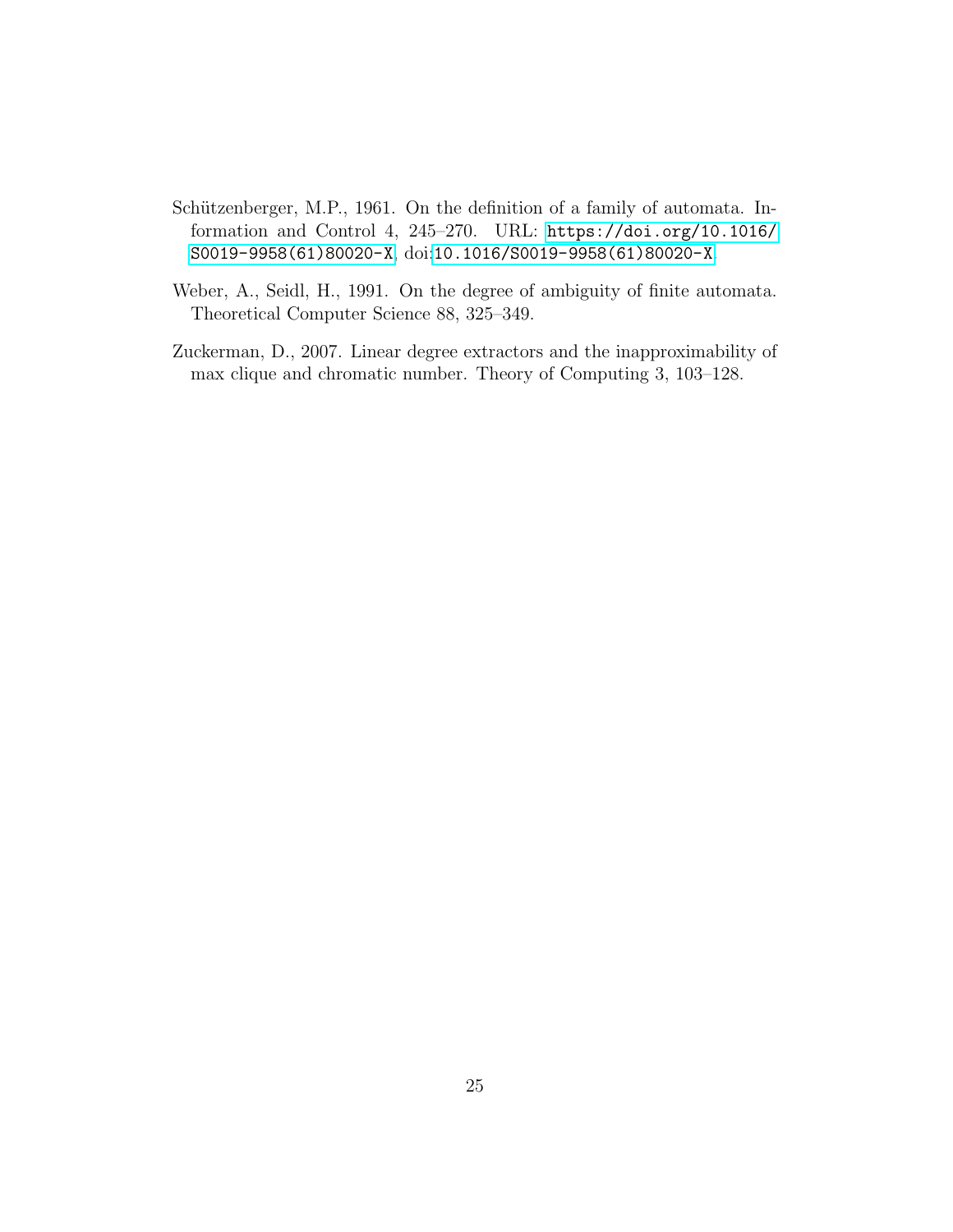Schützenberger, M.P., 1961. On the definition of a family of automata. Information and Control 4, 245–270. URL: https://doi.org/10.1016/S0019-9958(61)80020-X, doi:10.1016/S0019-9958(61)80020-X.

Weber, A., Seidl, H., 1991. On the degree of ambiguity of finite automata. Theoretical Computer Science 88, 325–349.

Zuckerman, D., 2007. Linear degree extractors and the inapproximability of max clique and chromatic number. Theory of Computing 3, 103–128.